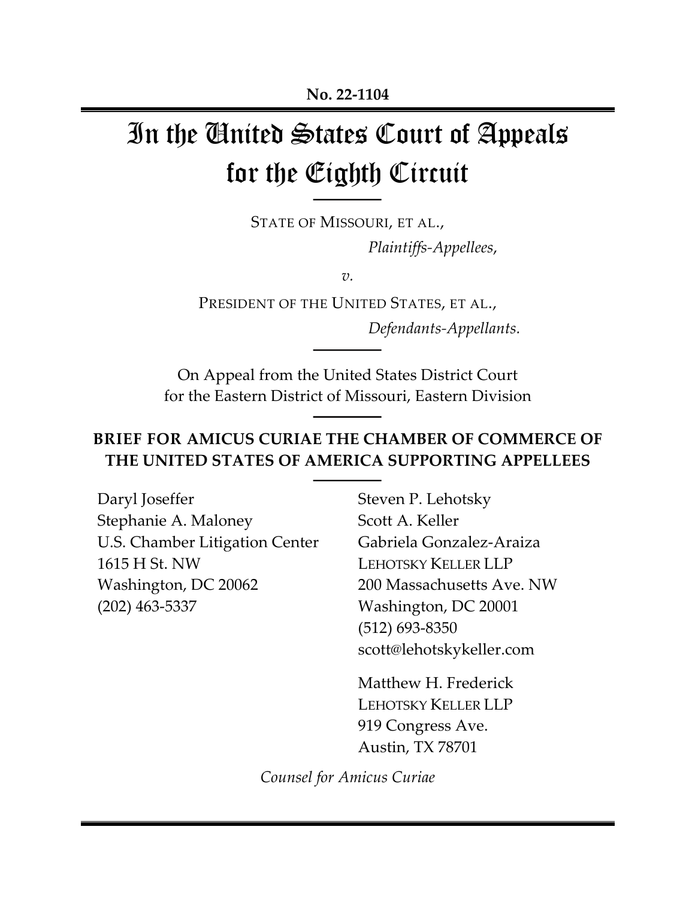**No. 22-1104**

# In the United States Court of Appeals for the Eighth Circuit

STATE OF MISSOURI, ET AL.,

*Plaintiffs-Appellees*,

*v.*

PRESIDENT OF THE UNITED STATES, ET AL.,

*Defendants-Appellants.*

On Appeal from the United States District Court for the Eastern District of Missouri, Eastern Division

**BRIEF FOR AMICUS CURIAE THE CHAMBER OF COMMERCE OF THE UNITED STATES OF AMERICA SUPPORTING APPELLEES**

Daryl Joseffer
Stephanie A. Maloney
U.S. Chamber Litigation Center
1615 H St. NW
Washington, DC 20062
(202) 463-5337

Steven P. Lehotsky
Scott A. Keller
Gabriela Gonzalez-Araiza
LEHOTSKY KELLER LLP
200 Massachusetts Ave. NW
Washington, DC 20001
(512) 693-8350
scott@lehotskykeller.com

Matthew H. Frederick
LEHOTSKY KELLER LLP
919 Congress Ave.
Austin, TX 78701

*Counsel for Amicus Curiae*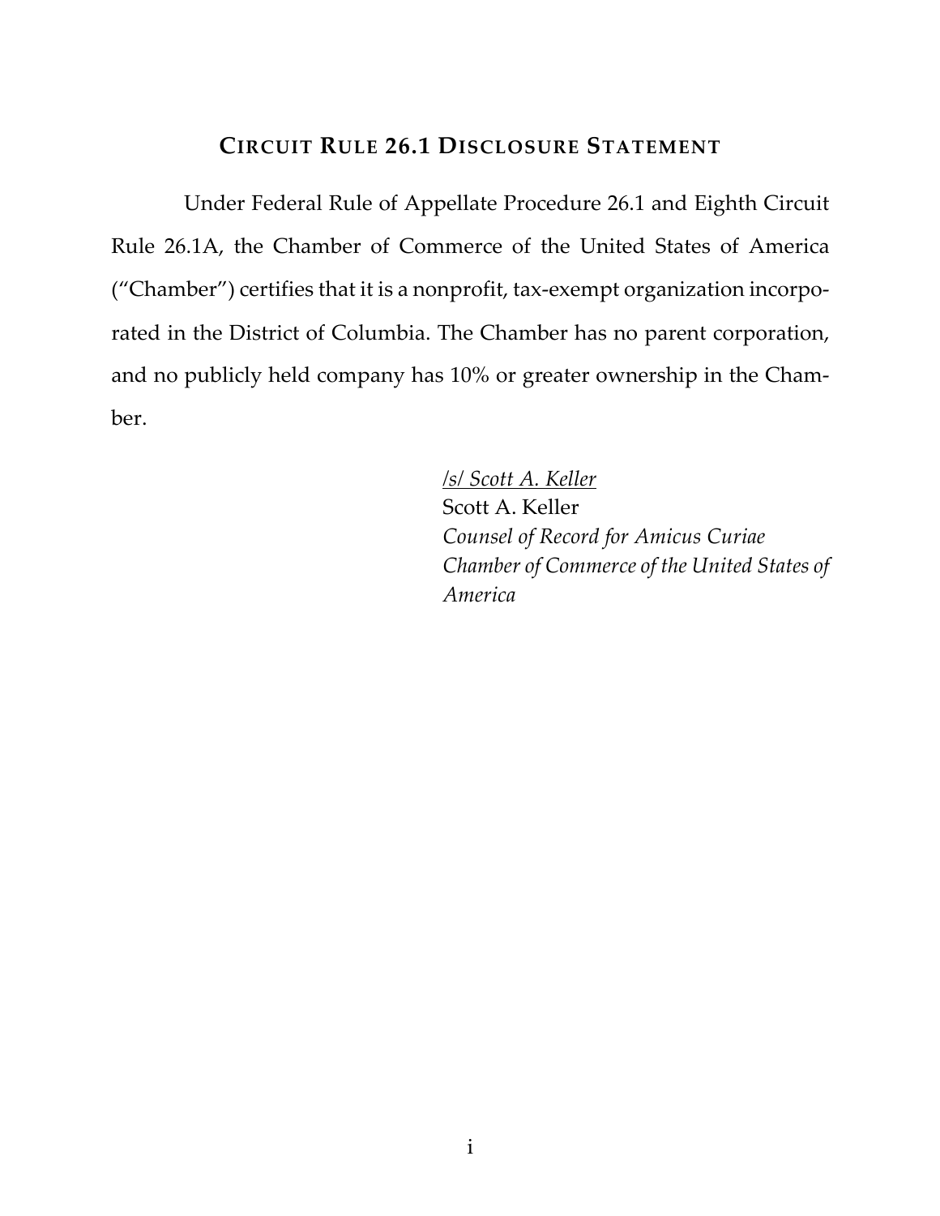## CIRCUIT RULE 26.1 DISCLOSURE STATEMENT

Under Federal Rule of Appellate Procedure 26.1 and Eighth Circuit Rule 26.1A, the Chamber of Commerce of the United States of America ("Chamber") certifies that it is a nonprofit, tax-exempt organization incorporated in the District of Columbia. The Chamber has no parent corporation, and no publicly held company has 10% or greater ownership in the Chamber.

/s/ Scott A. Keller
Scott A. Keller
*Counsel of Record for Amicus Curiae Chamber of Commerce of the United States of America*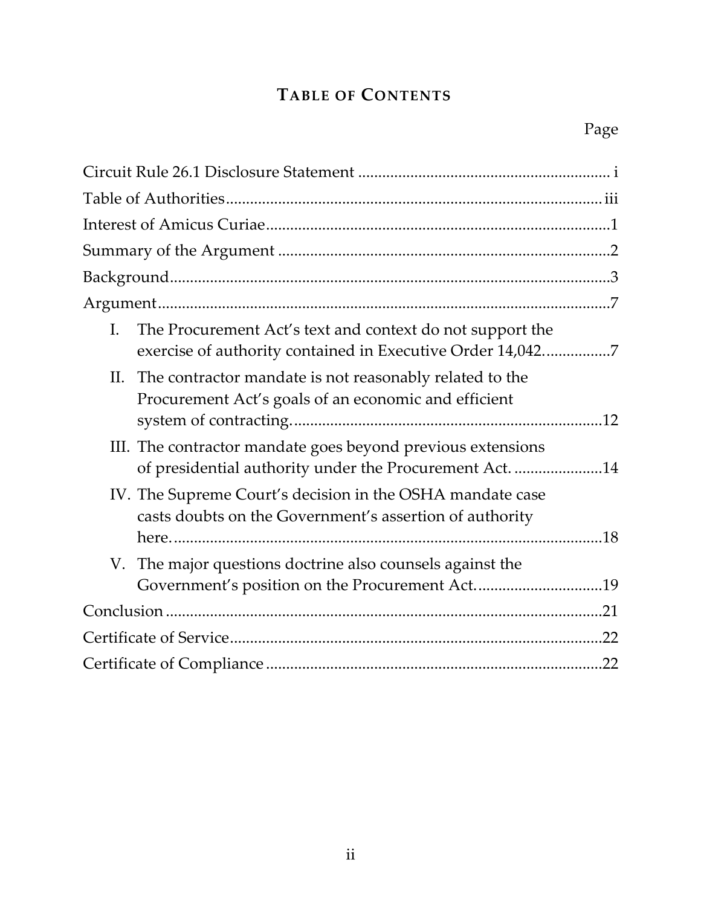# TABLE OF CONTENTS

Page

Circuit Rule 26.1 Disclosure Statement ............................................................. i

Table of Authorities............................................................................................ iii

Interest of Amicus Curiae.....................................................................................1

Summary of the Argument ..................................................................................2

Background............................................................................................................3

Argument...............................................................................................................7

I. The Procurement Act's text and context do not support the exercise of authority contained in Executive Order 14,042.................7

II. The contractor mandate is not reasonably related to the Procurement Act's goals of an economic and efficient system of contracting.............................................................................12

III. The contractor mandate goes beyond previous extensions of presidential authority under the Procurement Act. ......................14

IV. The Supreme Court's decision in the OSHA mandate case casts doubts on the Government's assertion of authority here............................................................................................................18

V. The major questions doctrine also counsels against the Government's position on the Procurement Act................................19

Conclusion ...........................................................................................................21

Certificate of Service...........................................................................................22

Certificate of Compliance ..................................................................................22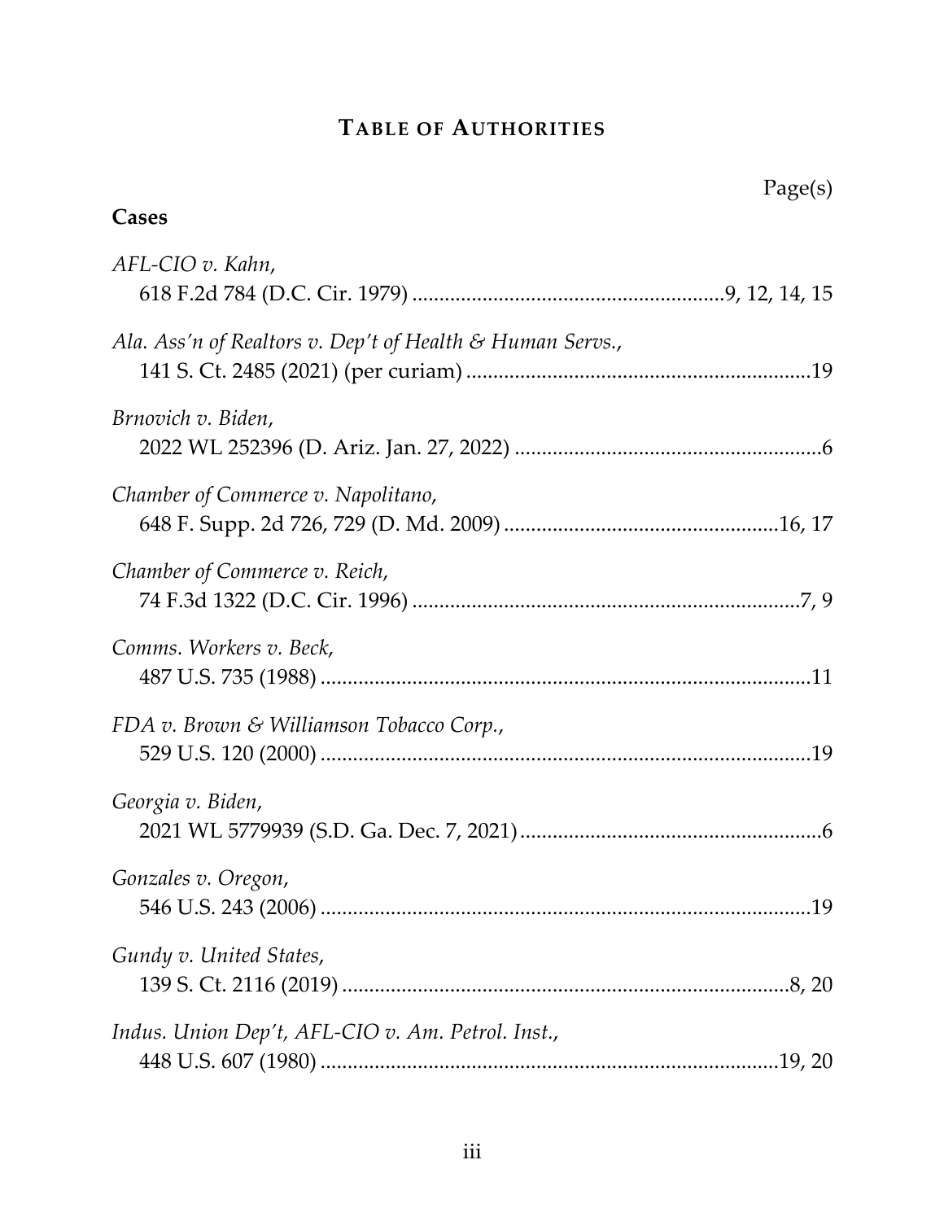# TABLE OF AUTHORITIES

Page(s)

**Cases**

*AFL-CIO v. Kahn*,
618 F.2d 784 (D.C. Cir. 1979) ....................................................9, 12, 14, 15

*Ala. Ass'n of Realtors v. Dep't of Health & Human Servs.*,
141 S. Ct. 2485 (2021) (per curiam) ..............................................................19

*Brnovich v. Biden*,
2022 WL 252396 (D. Ariz. Jan. 27, 2022) .......................................................6

*Chamber of Commerce v. Napolitano*,
648 F. Supp. 2d 726, 729 (D. Md. 2009) ...................................................16, 17

*Chamber of Commerce v. Reich*,
74 F.3d 1322 (D.C. Cir. 1996) .....................................................................7, 9

*Comms. Workers v. Beck*,
487 U.S. 735 (1988) .........................................................................................11

*FDA v. Brown & Williamson Tobacco Corp.*,
529 U.S. 120 (2000) .........................................................................................19

*Georgia v. Biden*,
2021 WL 5779939 (S.D. Ga. Dec. 7, 2021) .......................................................6

*Gonzales v. Oregon*,
546 U.S. 243 (2006) .........................................................................................19

*Gundy v. United States*,
139 S. Ct. 2116 (2019) ..................................................................................8, 20

*Indus. Union Dep't, AFL-CIO v. Am. Petrol. Inst.*,
448 U.S. 607 (1980) ....................................................................................19, 20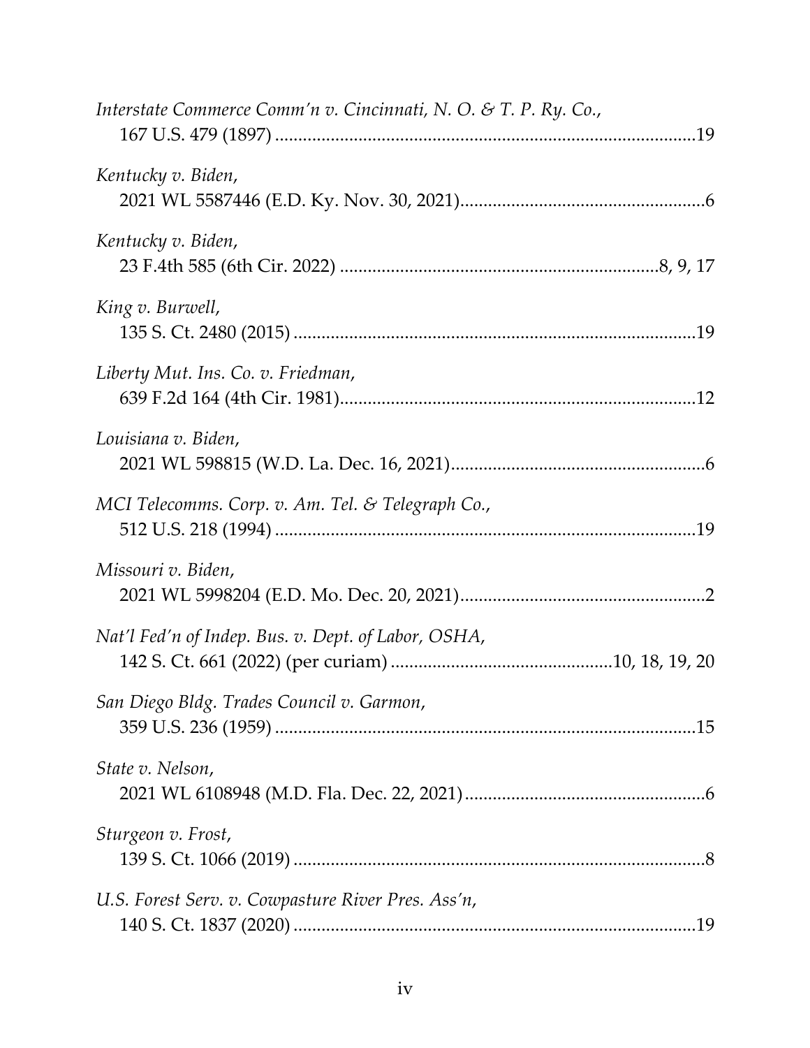*Interstate Commerce Comm'n v. Cincinnati, N. O. & T. P. Ry. Co.*,
167 U.S. 479 (1897) ........................................................................................19

*Kentucky v. Biden*,
2021 WL 5587446 (E.D. Ky. Nov. 30, 2021)....................................................6

*Kentucky v. Biden*,
23 F.4th 585 (6th Cir. 2022) ...................................................................8, 9, 17

*King v. Burwell*,
135 S. Ct. 2480 (2015) .....................................................................................19

*Liberty Mut. Ins. Co. v. Friedman*,
639 F.2d 164 (4th Cir. 1981)...........................................................................12

*Louisiana v. Biden*,
2021 WL 598815 (W.D. La. Dec. 16, 2021)......................................................6

*MCI Telecomms. Corp. v. Am. Tel. & Telegraph Co.*,
512 U.S. 218 (1994) .........................................................................................19

*Missouri v. Biden*,
2021 WL 5998204 (E.D. Mo. Dec. 20, 2021)....................................................2

*Nat'l Fed'n of Indep. Bus. v. Dept. of Labor, OSHA*,
142 S. Ct. 661 (2022) (per curiam) ...............................................10, 18, 19, 20

*San Diego Bldg. Trades Council v. Garmon*,
359 U.S. 236 (1959) .........................................................................................15

*State v. Nelson*,
2021 WL 6108948 (M.D. Fla. Dec. 22, 2021)...................................................6

*Sturgeon v. Frost*,
139 S. Ct. 1066 (2019) .......................................................................................8

*U.S. Forest Serv. v. Cowpasture River Pres. Ass'n*,
140 S. Ct. 1837 (2020) .....................................................................................19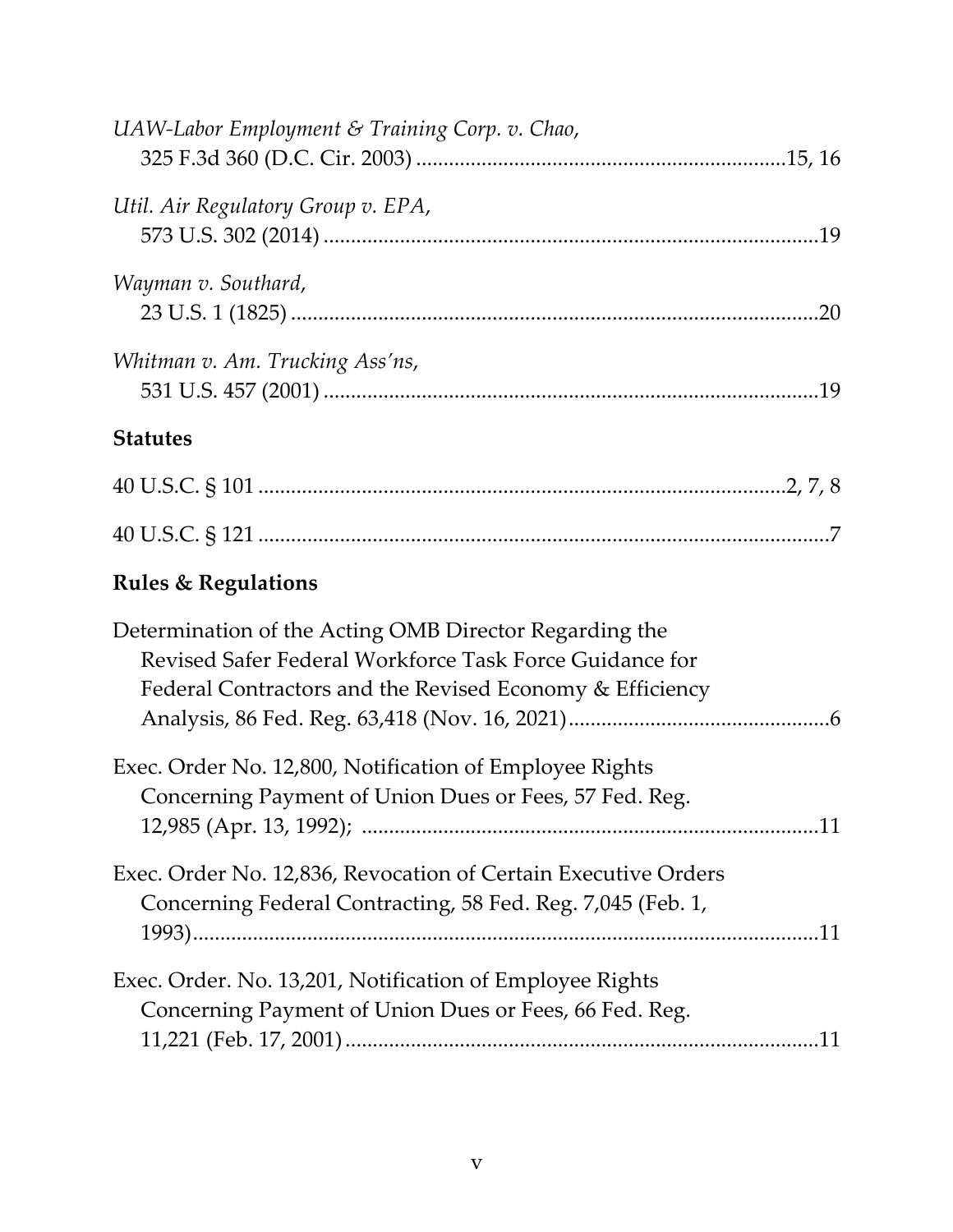*UAW-Labor Employment & Training Corp. v. Chao*,
325 F.3d 360 (D.C. Cir. 2003) ....................................................................15, 16

*Util. Air Regulatory Group v. EPA*,
573 U.S. 302 (2014) ..........................................................................................19

*Wayman v. Southard*,
23 U.S. 1 (1825) ................................................................................................20

*Whitman v. Am. Trucking Ass'ns*,
531 U.S. 457 (2001) ..........................................................................................19

**Statutes**

40 U.S.C. § 101 ................................................................................................2, 7, 8

40 U.S.C. § 121 ........................................................................................................7

**Rules & Regulations**

Determination of the Acting OMB Director Regarding the Revised Safer Federal Workforce Task Force Guidance for Federal Contractors and the Revised Economy & Efficiency Analysis, 86 Fed. Reg. 63,418 (Nov. 16, 2021)...............................................6

Exec. Order No. 12,800, Notification of Employee Rights Concerning Payment of Union Dues or Fees, 57 Fed. Reg. 12,985 (Apr. 13, 1992); ...................................................................................11

Exec. Order No. 12,836, Revocation of Certain Executive Orders Concerning Federal Contracting, 58 Fed. Reg. 7,045 (Feb. 1, 1993)...................................................................................................11

Exec. Order. No. 13,201, Notification of Employee Rights Concerning Payment of Union Dues or Fees, 66 Fed. Reg. 11,221 (Feb. 17, 2001) .......................................................................................11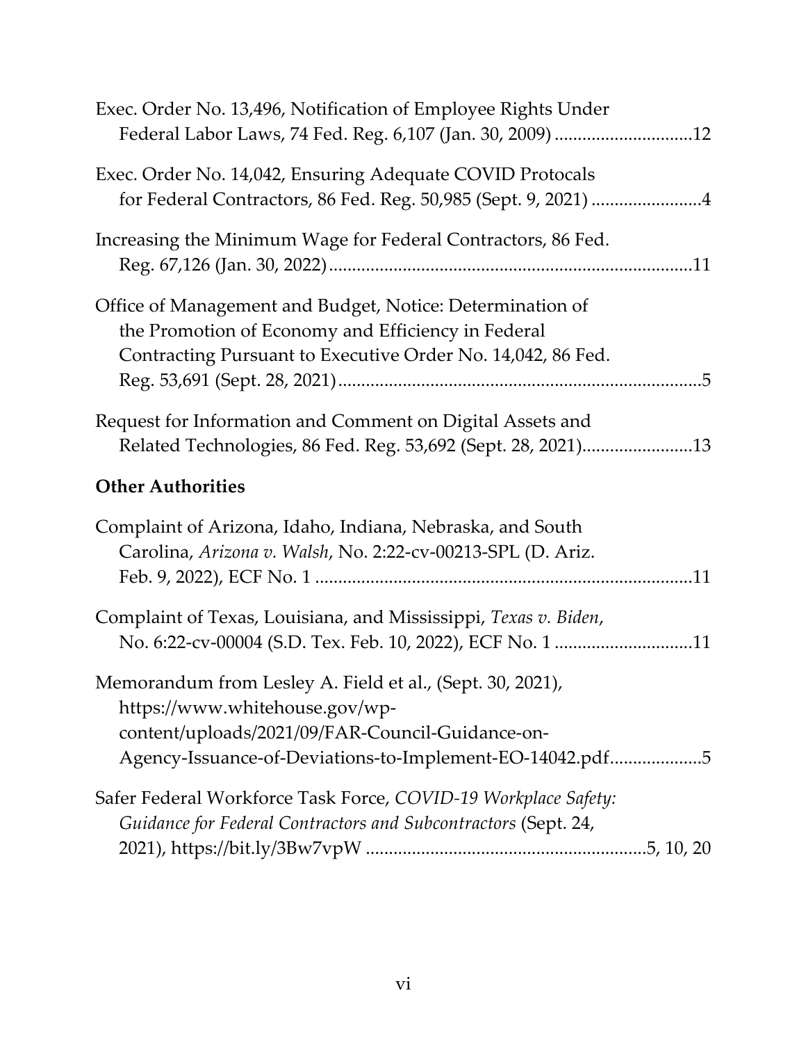Exec. Order No. 13,496, Notification of Employee Rights Under Federal Labor Laws, 74 Fed. Reg. 6,107 (Jan. 30, 2009) .............................12

Exec. Order No. 14,042, Ensuring Adequate COVID Protocals for Federal Contractors, 86 Fed. Reg. 50,985 (Sept. 9, 2021) ........................4

Increasing the Minimum Wage for Federal Contractors, 86 Fed. Reg. 67,126 (Jan. 30, 2022) ..............................................................................11

Office of Management and Budget, Notice: Determination of the Promotion of Economy and Efficiency in Federal Contracting Pursuant to Executive Order No. 14,042, 86 Fed. Reg. 53,691 (Sept. 28, 2021) ..............................................................................5

Request for Information and Comment on Digital Assets and Related Technologies, 86 Fed. Reg. 53,692 (Sept. 28, 2021)........................13

**Other Authorities**

Complaint of Arizona, Idaho, Indiana, Nebraska, and South Carolina, *Arizona v. Walsh*, No. 2:22-cv-00213-SPL (D. Ariz. Feb. 9, 2022), ECF No. 1 .................................................................................11

Complaint of Texas, Louisiana, and Mississippi, *Texas v. Biden*, No. 6:22-cv-00004 (S.D. Tex. Feb. 10, 2022), ECF No. 1 .............................11

Memorandum from Lesley A. Field et al., (Sept. 30, 2021), https://www.whitehouse.gov/wp-content/uploads/2021/09/FAR-Council-Guidance-on-Agency-Issuance-of-Deviations-to-Implement-EO-14042.pdf....................5

Safer Federal Workforce Task Force, *COVID-19 Workplace Safety: Guidance for Federal Contractors and Subcontractors* (Sept. 24, 2021), https://bit.ly/3Bw7vpW ............................................................5, 10, 20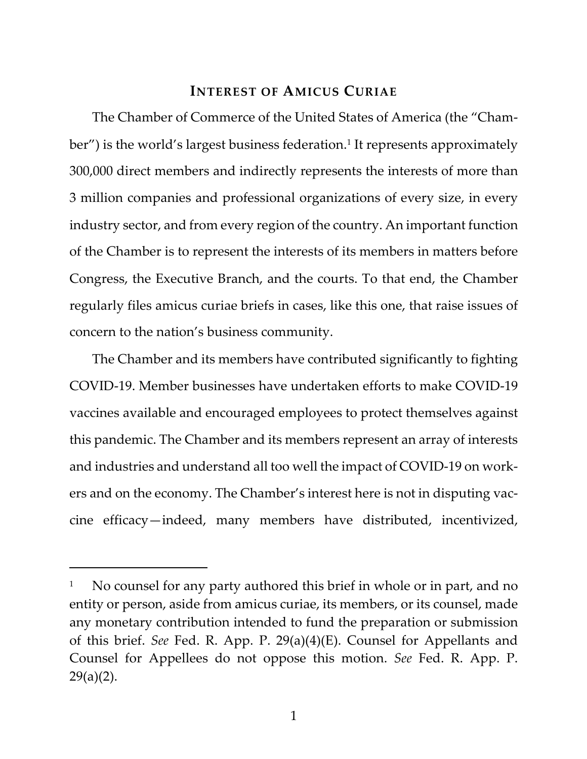## INTEREST OF AMICUS CURIAE

The Chamber of Commerce of the United States of America (the "Chamber") is the world's largest business federation.[1] It represents approximately 300,000 direct members and indirectly represents the interests of more than 3 million companies and professional organizations of every size, in every industry sector, and from every region of the country. An important function of the Chamber is to represent the interests of its members in matters before Congress, the Executive Branch, and the courts. To that end, the Chamber regularly files amicus curiae briefs in cases, like this one, that raise issues of concern to the nation's business community.

The Chamber and its members have contributed significantly to fighting COVID-19. Member businesses have undertaken efforts to make COVID-19 vaccines available and encouraged employees to protect themselves against this pandemic. The Chamber and its members represent an array of interests and industries and understand all too well the impact of COVID-19 on workers and on the economy. The Chamber's interest here is not in disputing vaccine efficacy—indeed, many members have distributed, incentivized,

---

[1] No counsel for any party authored this brief in whole or in part, and no entity or person, aside from amicus curiae, its members, or its counsel, made any monetary contribution intended to fund the preparation or submission of this brief. *See* Fed. R. App. P. 29(a)(4)(E). Counsel for Appellants and Counsel for Appellees do not oppose this motion. *See* Fed. R. App. P. 29(a)(2).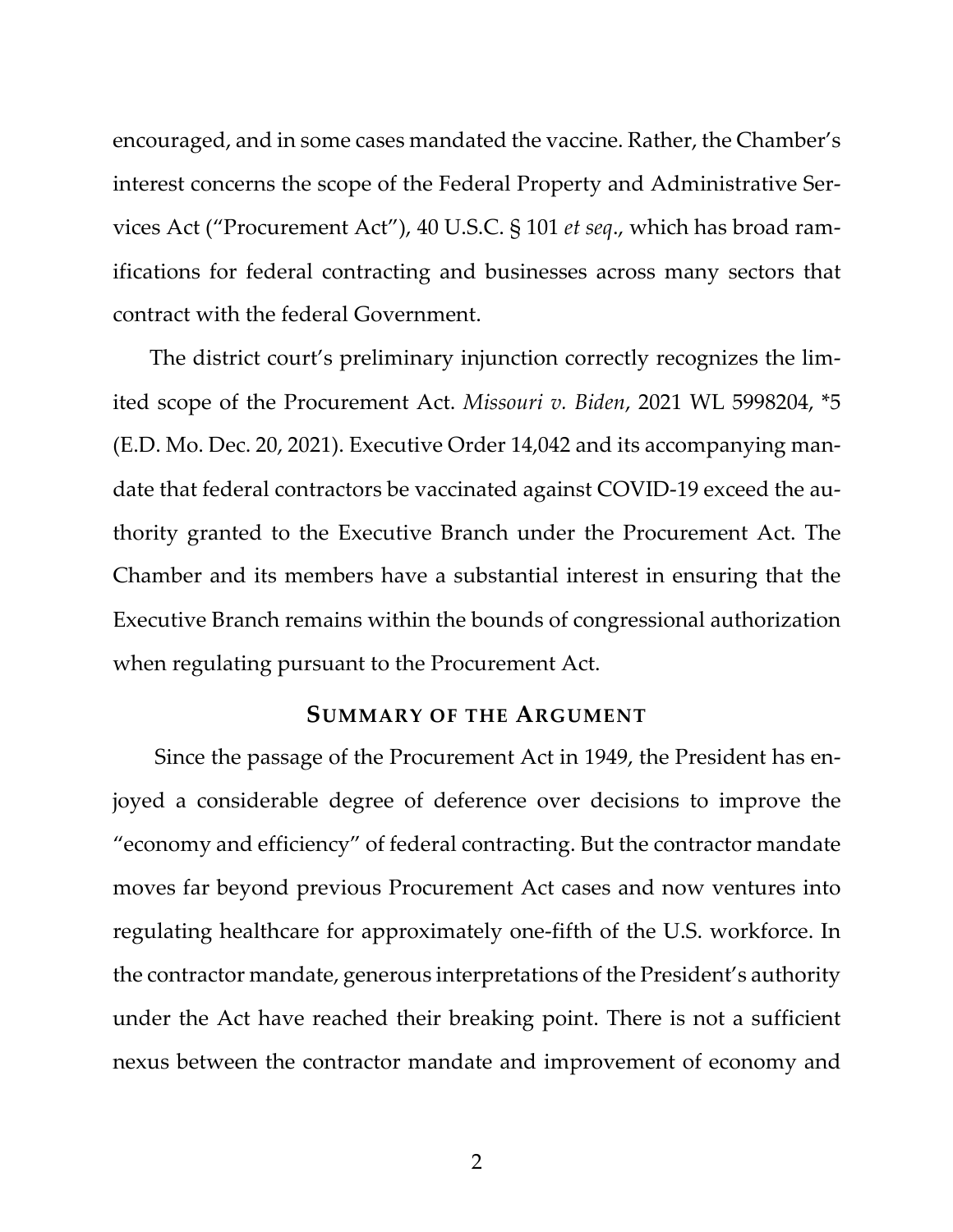encouraged, and in some cases mandated the vaccine. Rather, the Chamber's interest concerns the scope of the Federal Property and Administrative Services Act ("Procurement Act"), 40 U.S.C. § 101 *et seq*., which has broad ramifications for federal contracting and businesses across many sectors that contract with the federal Government.

The district court's preliminary injunction correctly recognizes the limited scope of the Procurement Act. *Missouri v. Biden*, 2021 WL 5998204, *5 (E.D. Mo. Dec. 20, 2021). Executive Order 14,042 and its accompanying mandate that federal contractors be vaccinated against COVID-19 exceed the authority granted to the Executive Branch under the Procurement Act. The Chamber and its members have a substantial interest in ensuring that the Executive Branch remains within the bounds of congressional authorization when regulating pursuant to the Procurement Act.

## SUMMARY OF THE ARGUMENT

Since the passage of the Procurement Act in 1949, the President has enjoyed a considerable degree of deference over decisions to improve the "economy and efficiency" of federal contracting. But the contractor mandate moves far beyond previous Procurement Act cases and now ventures into regulating healthcare for approximately one-fifth of the U.S. workforce. In the contractor mandate, generous interpretations of the President's authority under the Act have reached their breaking point. There is not a sufficient nexus between the contractor mandate and improvement of economy and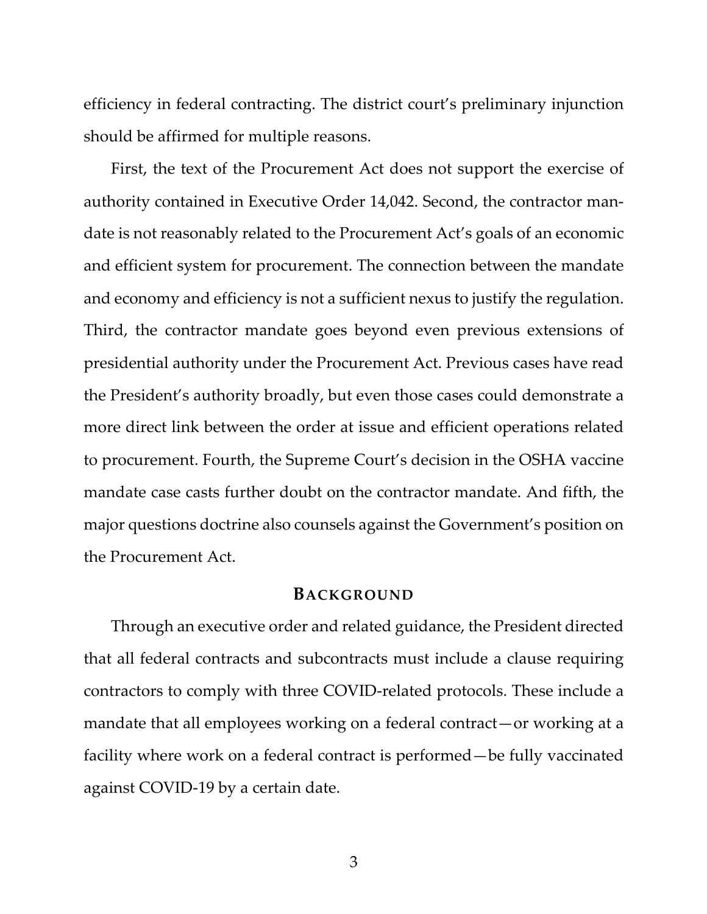efficiency in federal contracting. The district court's preliminary injunction should be affirmed for multiple reasons.

First, the text of the Procurement Act does not support the exercise of authority contained in Executive Order 14,042. Second, the contractor mandate is not reasonably related to the Procurement Act's goals of an economic and efficient system for procurement. The connection between the mandate and economy and efficiency is not a sufficient nexus to justify the regulation. Third, the contractor mandate goes beyond even previous extensions of presidential authority under the Procurement Act. Previous cases have read the President's authority broadly, but even those cases could demonstrate a more direct link between the order at issue and efficient operations related to procurement. Fourth, the Supreme Court's decision in the OSHA vaccine mandate case casts further doubt on the contractor mandate. And fifth, the major questions doctrine also counsels against the Government's position on the Procurement Act.

## BACKGROUND

Through an executive order and related guidance, the President directed that all federal contracts and subcontracts must include a clause requiring contractors to comply with three COVID-related protocols. These include a mandate that all employees working on a federal contract—or working at a facility where work on a federal contract is performed—be fully vaccinated against COVID-19 by a certain date.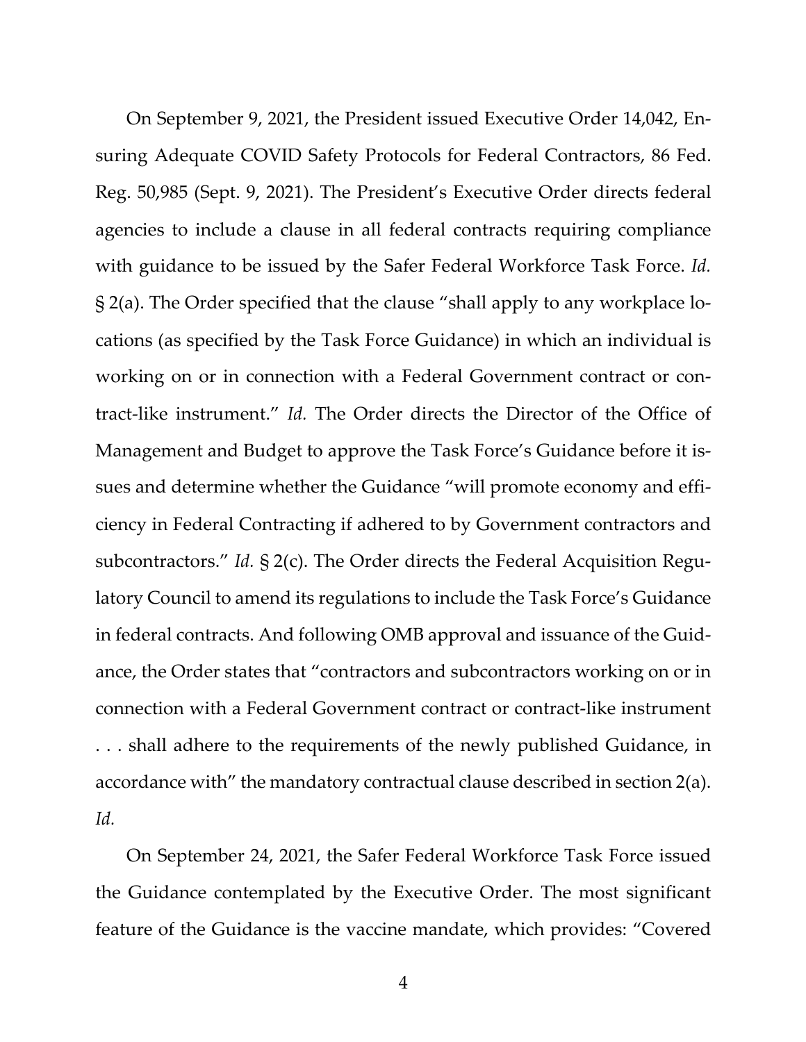On September 9, 2021, the President issued Executive Order 14,042, Ensuring Adequate COVID Safety Protocols for Federal Contractors, 86 Fed. Reg. 50,985 (Sept. 9, 2021). The President's Executive Order directs federal agencies to include a clause in all federal contracts requiring compliance with guidance to be issued by the Safer Federal Workforce Task Force. *Id.* § 2(a). The Order specified that the clause "shall apply to any workplace locations (as specified by the Task Force Guidance) in which an individual is working on or in connection with a Federal Government contract or contract-like instrument." *Id.* The Order directs the Director of the Office of Management and Budget to approve the Task Force's Guidance before it issues and determine whether the Guidance "will promote economy and efficiency in Federal Contracting if adhered to by Government contractors and subcontractors." *Id.* § 2(c). The Order directs the Federal Acquisition Regulatory Council to amend its regulations to include the Task Force's Guidance in federal contracts. And following OMB approval and issuance of the Guidance, the Order states that "contractors and subcontractors working on or in connection with a Federal Government contract or contract-like instrument . . . shall adhere to the requirements of the newly published Guidance, in accordance with" the mandatory contractual clause described in section 2(a). *Id.*

On September 24, 2021, the Safer Federal Workforce Task Force issued the Guidance contemplated by the Executive Order. The most significant feature of the Guidance is the vaccine mandate, which provides: "Covered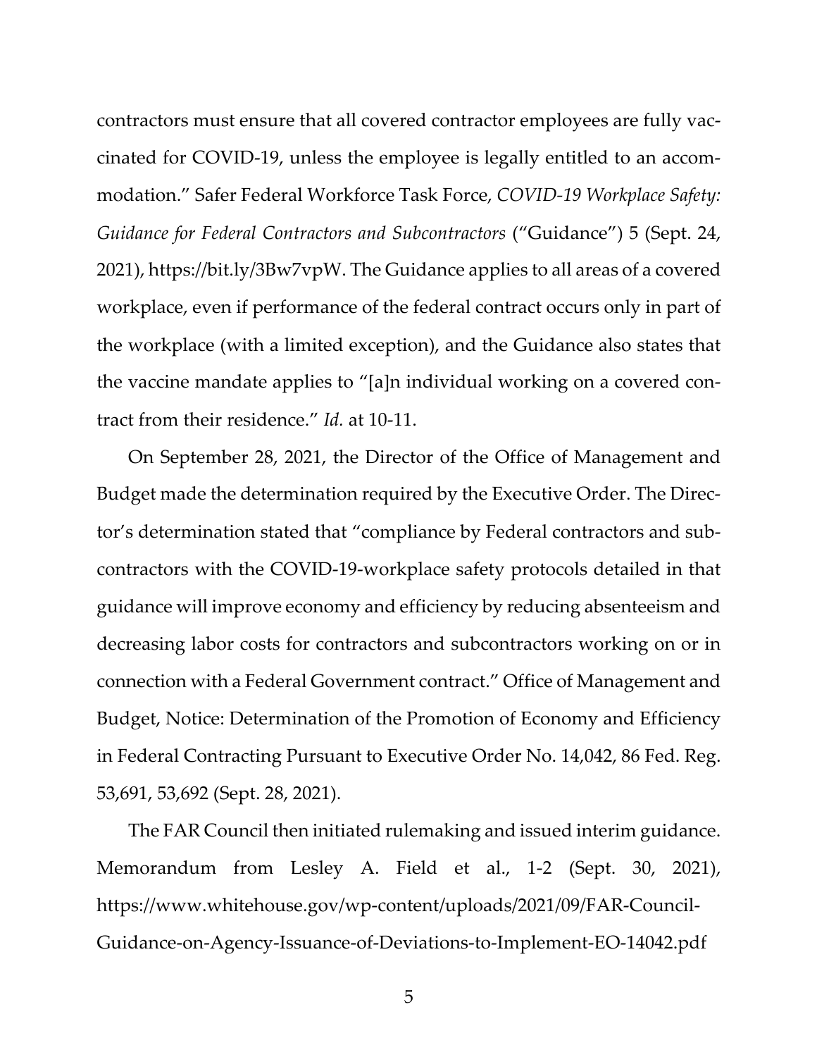contractors must ensure that all covered contractor employees are fully vaccinated for COVID-19, unless the employee is legally entitled to an accommodation." Safer Federal Workforce Task Force, *COVID-19 Workplace Safety: Guidance for Federal Contractors and Subcontractors* ("Guidance") 5 (Sept. 24, 2021), https://bit.ly/3Bw7vpW. The Guidance applies to all areas of a covered workplace, even if performance of the federal contract occurs only in part of the workplace (with a limited exception), and the Guidance also states that the vaccine mandate applies to "[a]n individual working on a covered contract from their residence." *Id.* at 10-11.

On September 28, 2021, the Director of the Office of Management and Budget made the determination required by the Executive Order. The Director's determination stated that "compliance by Federal contractors and subcontractors with the COVID-19-workplace safety protocols detailed in that guidance will improve economy and efficiency by reducing absenteeism and decreasing labor costs for contractors and subcontractors working on or in connection with a Federal Government contract." Office of Management and Budget, Notice: Determination of the Promotion of Economy and Efficiency in Federal Contracting Pursuant to Executive Order No. 14,042, 86 Fed. Reg. 53,691, 53,692 (Sept. 28, 2021).

The FAR Council then initiated rulemaking and issued interim guidance. Memorandum from Lesley A. Field et al., 1-2 (Sept. 30, 2021), https://www.whitehouse.gov/wp-content/uploads/2021/09/FAR-Council-Guidance-on-Agency-Issuance-of-Deviations-to-Implement-EO-14042.pdf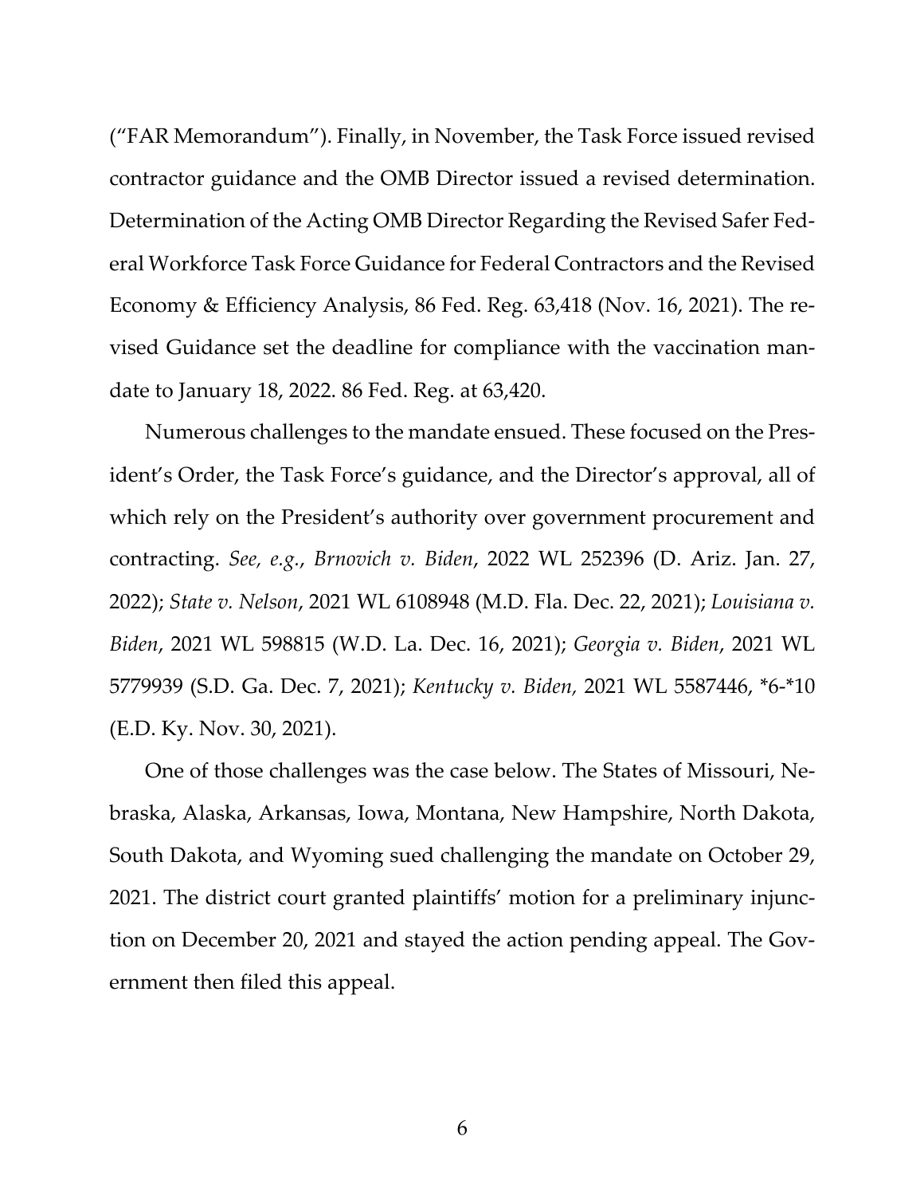("FAR Memorandum"). Finally, in November, the Task Force issued revised contractor guidance and the OMB Director issued a revised determination. Determination of the Acting OMB Director Regarding the Revised Safer Federal Workforce Task Force Guidance for Federal Contractors and the Revised Economy & Efficiency Analysis, 86 Fed. Reg. 63,418 (Nov. 16, 2021). The revised Guidance set the deadline for compliance with the vaccination mandate to January 18, 2022. 86 Fed. Reg. at 63,420.

Numerous challenges to the mandate ensued. These focused on the President's Order, the Task Force's guidance, and the Director's approval, all of which rely on the President's authority over government procurement and contracting. *See, e.g.*, *Brnovich v. Biden*, 2022 WL 252396 (D. Ariz. Jan. 27, 2022); *State v. Nelson*, 2021 WL 6108948 (M.D. Fla. Dec. 22, 2021); *Louisiana v. Biden*, 2021 WL 598815 (W.D. La. Dec. 16, 2021); *Georgia v. Biden*, 2021 WL 5779939 (S.D. Ga. Dec. 7, 2021); *Kentucky v. Biden,* 2021 WL 5587446, *6-*10 (E.D. Ky. Nov. 30, 2021).

One of those challenges was the case below. The States of Missouri, Nebraska, Alaska, Arkansas, Iowa, Montana, New Hampshire, North Dakota, South Dakota, and Wyoming sued challenging the mandate on October 29, 2021. The district court granted plaintiffs' motion for a preliminary injunction on December 20, 2021 and stayed the action pending appeal. The Government then filed this appeal.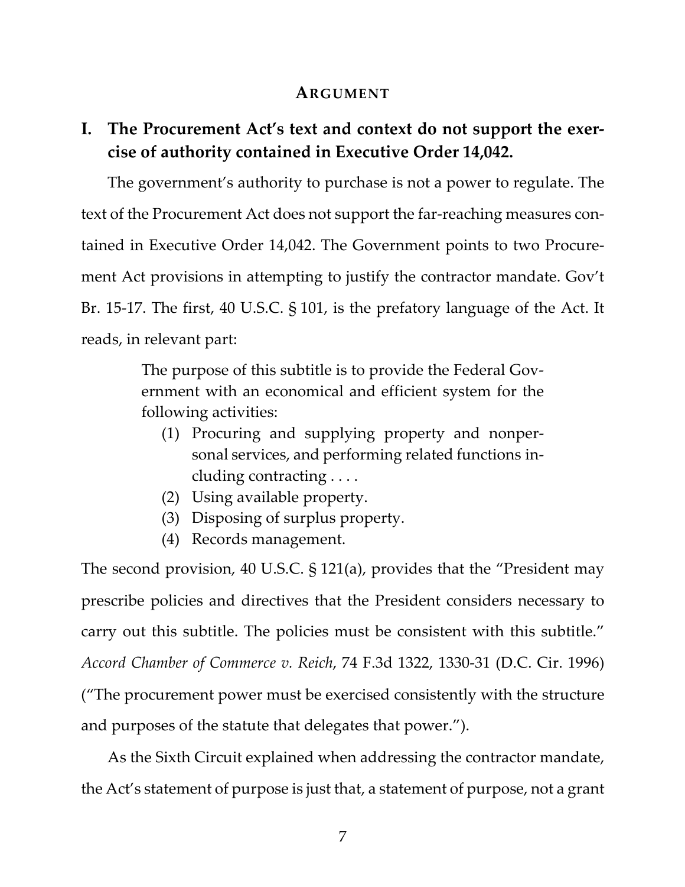## ARGUMENT

### I. The Procurement Act's text and context do not support the exercise of authority contained in Executive Order 14,042.

The government's authority to purchase is not a power to regulate. The text of the Procurement Act does not support the far-reaching measures contained in Executive Order 14,042. The Government points to two Procurement Act provisions in attempting to justify the contractor mandate. Gov't Br. 15-17. The first, 40 U.S.C. § 101, is the prefatory language of the Act. It reads, in relevant part:

> The purpose of this subtitle is to provide the Federal Government with an economical and efficient system for the following activities:
>
> (1) Procuring and supplying property and nonpersonal services, and performing related functions including contracting . . . .
> (2) Using available property.
> (3) Disposing of surplus property.
> (4) Records management.

The second provision, 40 U.S.C. § 121(a), provides that the "President may prescribe policies and directives that the President considers necessary to carry out this subtitle. The policies must be consistent with this subtitle." *Accord Chamber of Commerce v. Reich*, 74 F.3d 1322, 1330-31 (D.C. Cir. 1996) ("The procurement power must be exercised consistently with the structure and purposes of the statute that delegates that power.").

As the Sixth Circuit explained when addressing the contractor mandate, the Act's statement of purpose is just that, a statement of purpose, not a grant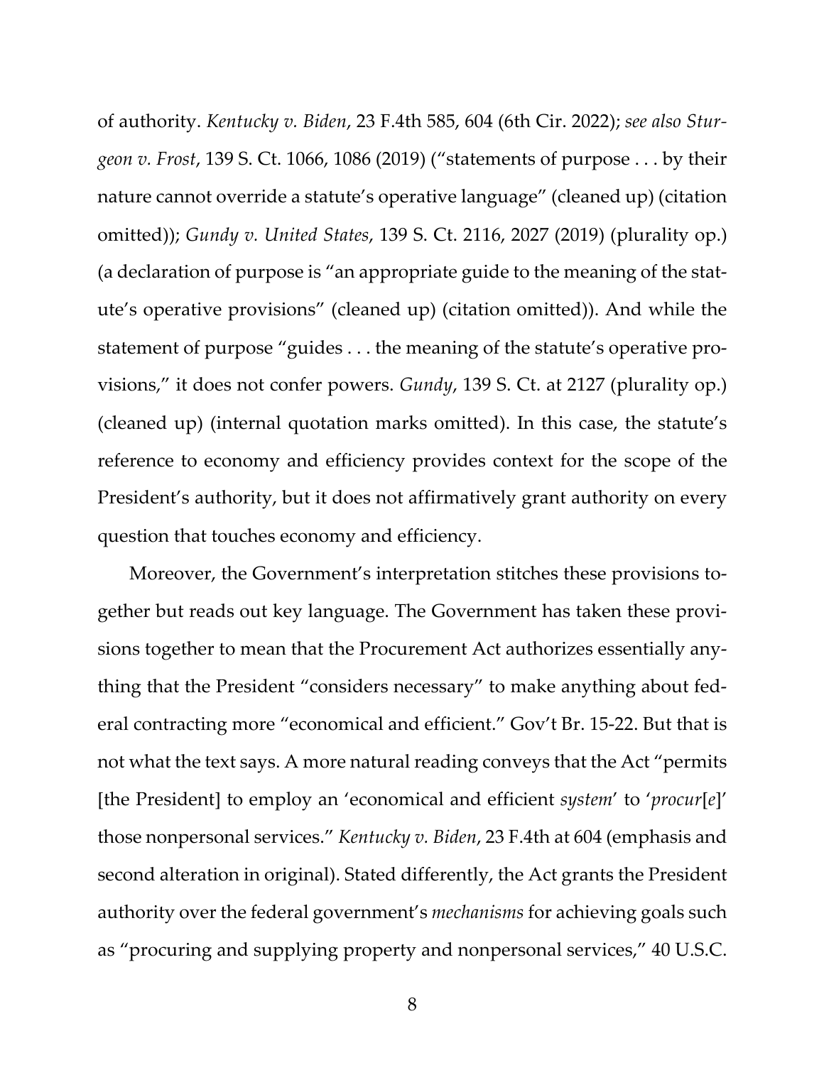of authority. *Kentucky v. Biden*, 23 F.4th 585, 604 (6th Cir. 2022); *see also Sturgeon v. Frost*, 139 S. Ct. 1066, 1086 (2019) ("statements of purpose . . . by their nature cannot override a statute's operative language" (cleaned up) (citation omitted)); *Gundy v. United States*, 139 S. Ct. 2116, 2027 (2019) (plurality op.) (a declaration of purpose is "an appropriate guide to the meaning of the statute's operative provisions" (cleaned up) (citation omitted)). And while the statement of purpose "guides . . . the meaning of the statute's operative provisions," it does not confer powers. *Gundy*, 139 S. Ct. at 2127 (plurality op.) (cleaned up) (internal quotation marks omitted). In this case, the statute's reference to economy and efficiency provides context for the scope of the President's authority, but it does not affirmatively grant authority on every question that touches economy and efficiency.

Moreover, the Government's interpretation stitches these provisions together but reads out key language. The Government has taken these provisions together to mean that the Procurement Act authorizes essentially anything that the President "considers necessary" to make anything about federal contracting more "economical and efficient." Gov't Br. 15-22. But that is not what the text says. A more natural reading conveys that the Act "permits [the President] to employ an 'economical and efficient *system*' to '*procur*[*e*]' those nonpersonal services." *Kentucky v. Biden*, 23 F.4th at 604 (emphasis and second alteration in original). Stated differently, the Act grants the President authority over the federal government's *mechanisms* for achieving goals such as "procuring and supplying property and nonpersonal services," 40 U.S.C.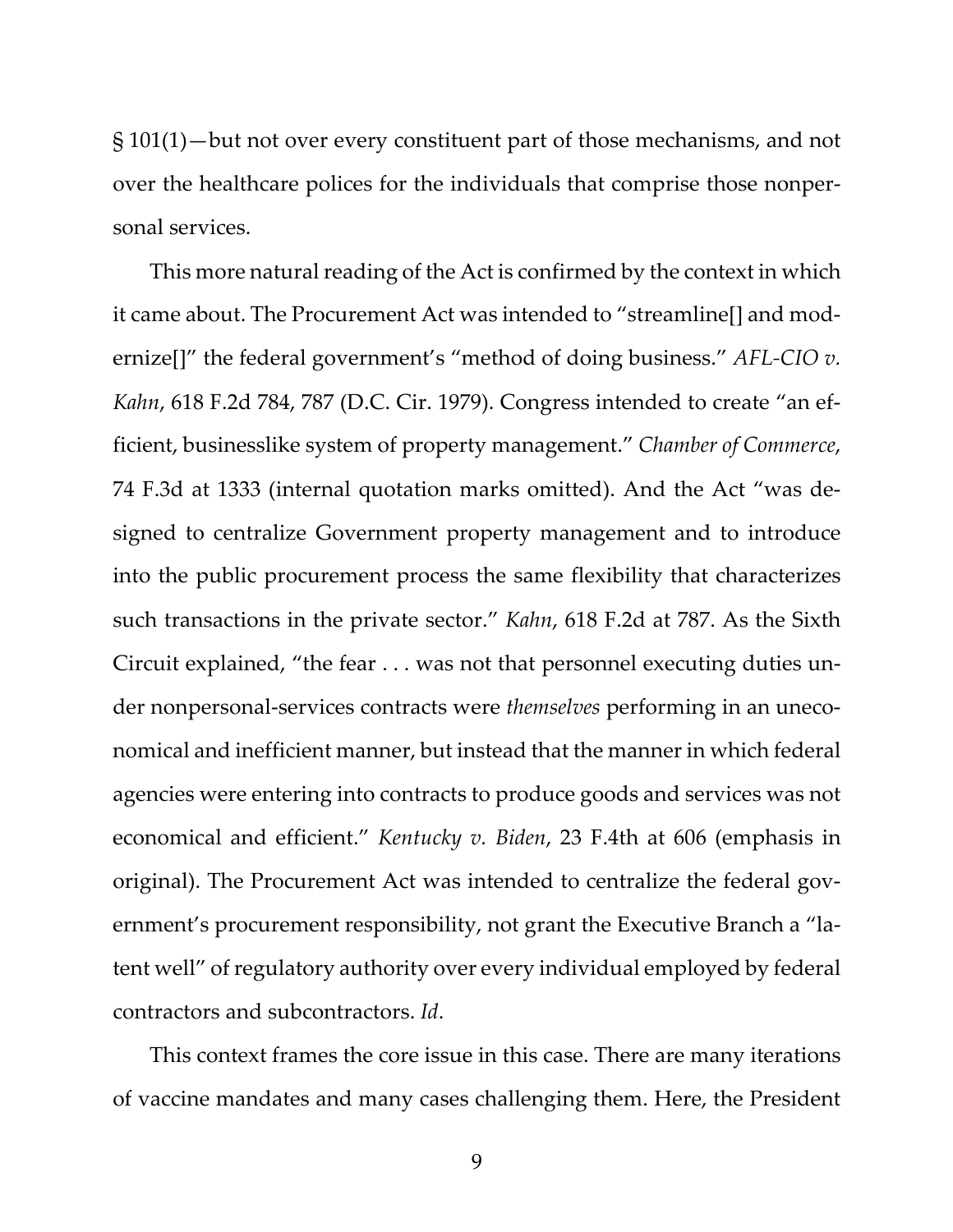§ 101(1)—but not over every constituent part of those mechanisms, and not over the healthcare polices for the individuals that comprise those nonpersonal services.

This more natural reading of the Act is confirmed by the context in which it came about. The Procurement Act was intended to "streamline[] and modernize[]" the federal government's "method of doing business." *AFL-CIO v. Kahn*, 618 F.2d 784, 787 (D.C. Cir. 1979). Congress intended to create "an efficient, businesslike system of property management." *Chamber of Commerce*, 74 F.3d at 1333 (internal quotation marks omitted). And the Act "was designed to centralize Government property management and to introduce into the public procurement process the same flexibility that characterizes such transactions in the private sector." *Kahn*, 618 F.2d at 787. As the Sixth Circuit explained, "the fear . . . was not that personnel executing duties under nonpersonal-services contracts were *themselves* performing in an uneconomical and inefficient manner, but instead that the manner in which federal agencies were entering into contracts to produce goods and services was not economical and efficient." *Kentucky v. Biden*, 23 F.4th at 606 (emphasis in original). The Procurement Act was intended to centralize the federal government's procurement responsibility, not grant the Executive Branch a "latent well" of regulatory authority over every individual employed by federal contractors and subcontractors. *Id*.

This context frames the core issue in this case. There are many iterations of vaccine mandates and many cases challenging them. Here, the President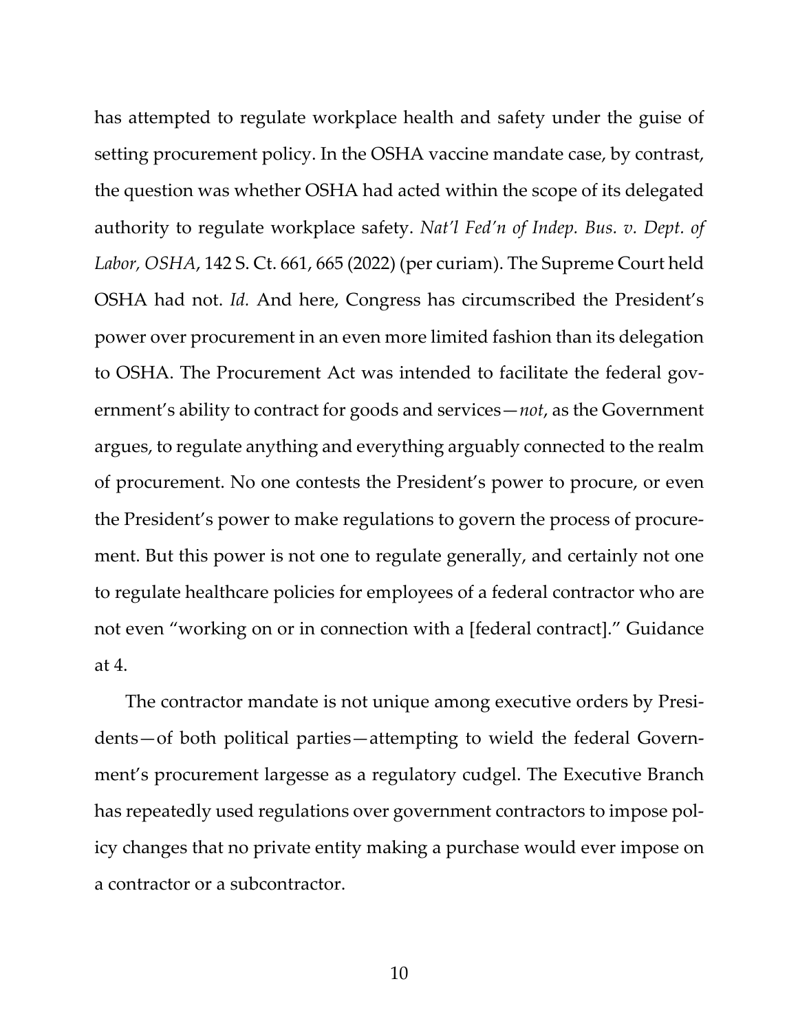has attempted to regulate workplace health and safety under the guise of setting procurement policy. In the OSHA vaccine mandate case, by contrast, the question was whether OSHA had acted within the scope of its delegated authority to regulate workplace safety. *Nat'l Fed'n of Indep. Bus. v. Dept. of Labor, OSHA*, 142 S. Ct. 661, 665 (2022) (per curiam). The Supreme Court held OSHA had not. *Id.* And here, Congress has circumscribed the President's power over procurement in an even more limited fashion than its delegation to OSHA. The Procurement Act was intended to facilitate the federal government's ability to contract for goods and services—*not*, as the Government argues, to regulate anything and everything arguably connected to the realm of procurement. No one contests the President's power to procure, or even the President's power to make regulations to govern the process of procurement. But this power is not one to regulate generally, and certainly not one to regulate healthcare policies for employees of a federal contractor who are not even "working on or in connection with a [federal contract]." Guidance at 4.

The contractor mandate is not unique among executive orders by Presidents—of both political parties—attempting to wield the federal Government's procurement largesse as a regulatory cudgel. The Executive Branch has repeatedly used regulations over government contractors to impose policy changes that no private entity making a purchase would ever impose on a contractor or a subcontractor.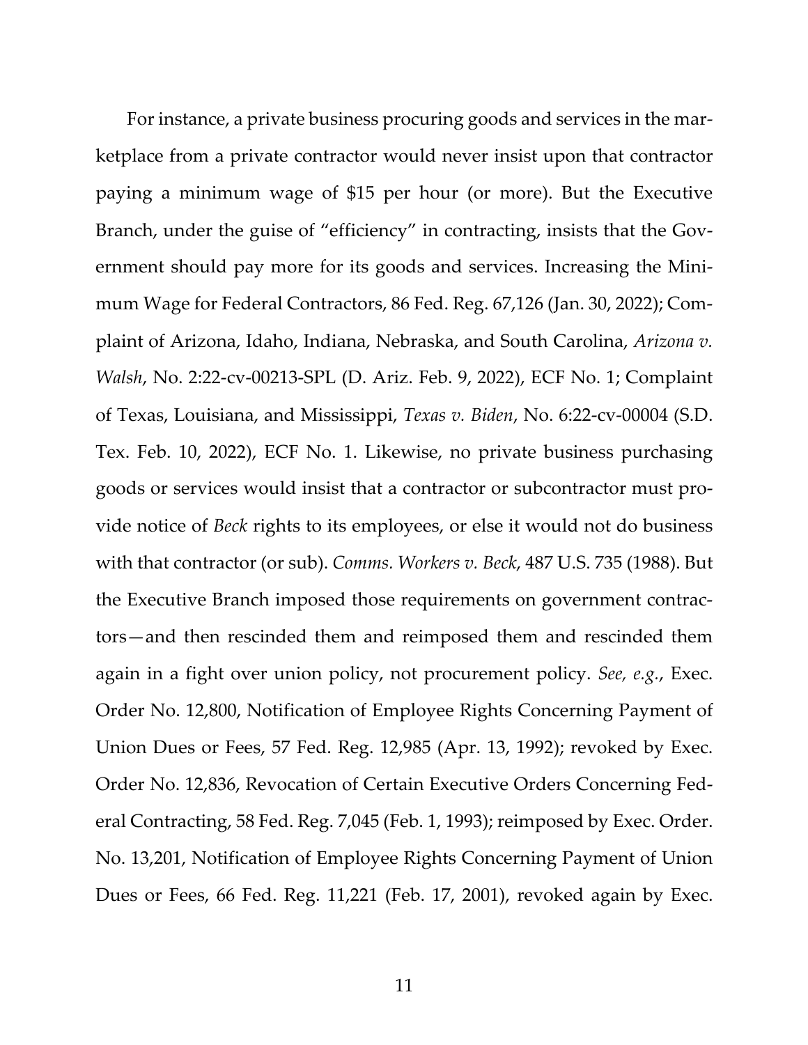For instance, a private business procuring goods and services in the marketplace from a private contractor would never insist upon that contractor paying a minimum wage of $15 per hour (or more). But the Executive Branch, under the guise of "efficiency" in contracting, insists that the Government should pay more for its goods and services. Increasing the Minimum Wage for Federal Contractors, 86 Fed. Reg. 67,126 (Jan. 30, 2022); Complaint of Arizona, Idaho, Indiana, Nebraska, and South Carolina, *Arizona v. Walsh*, No. 2:22-cv-00213-SPL (D. Ariz. Feb. 9, 2022), ECF No. 1; Complaint of Texas, Louisiana, and Mississippi, *Texas v. Biden*, No. 6:22-cv-00004 (S.D. Tex. Feb. 10, 2022), ECF No. 1. Likewise, no private business purchasing goods or services would insist that a contractor or subcontractor must provide notice of *Beck* rights to its employees, or else it would not do business with that contractor (or sub). *Comms. Workers v. Beck*, 487 U.S. 735 (1988). But the Executive Branch imposed those requirements on government contractors—and then rescinded them and reimposed them and rescinded them again in a fight over union policy, not procurement policy. *See, e.g.*, Exec. Order No. 12,800, Notification of Employee Rights Concerning Payment of Union Dues or Fees, 57 Fed. Reg. 12,985 (Apr. 13, 1992); revoked by Exec. Order No. 12,836, Revocation of Certain Executive Orders Concerning Federal Contracting, 58 Fed. Reg. 7,045 (Feb. 1, 1993); reimposed by Exec. Order. No. 13,201, Notification of Employee Rights Concerning Payment of Union Dues or Fees, 66 Fed. Reg. 11,221 (Feb. 17, 2001), revoked again by Exec.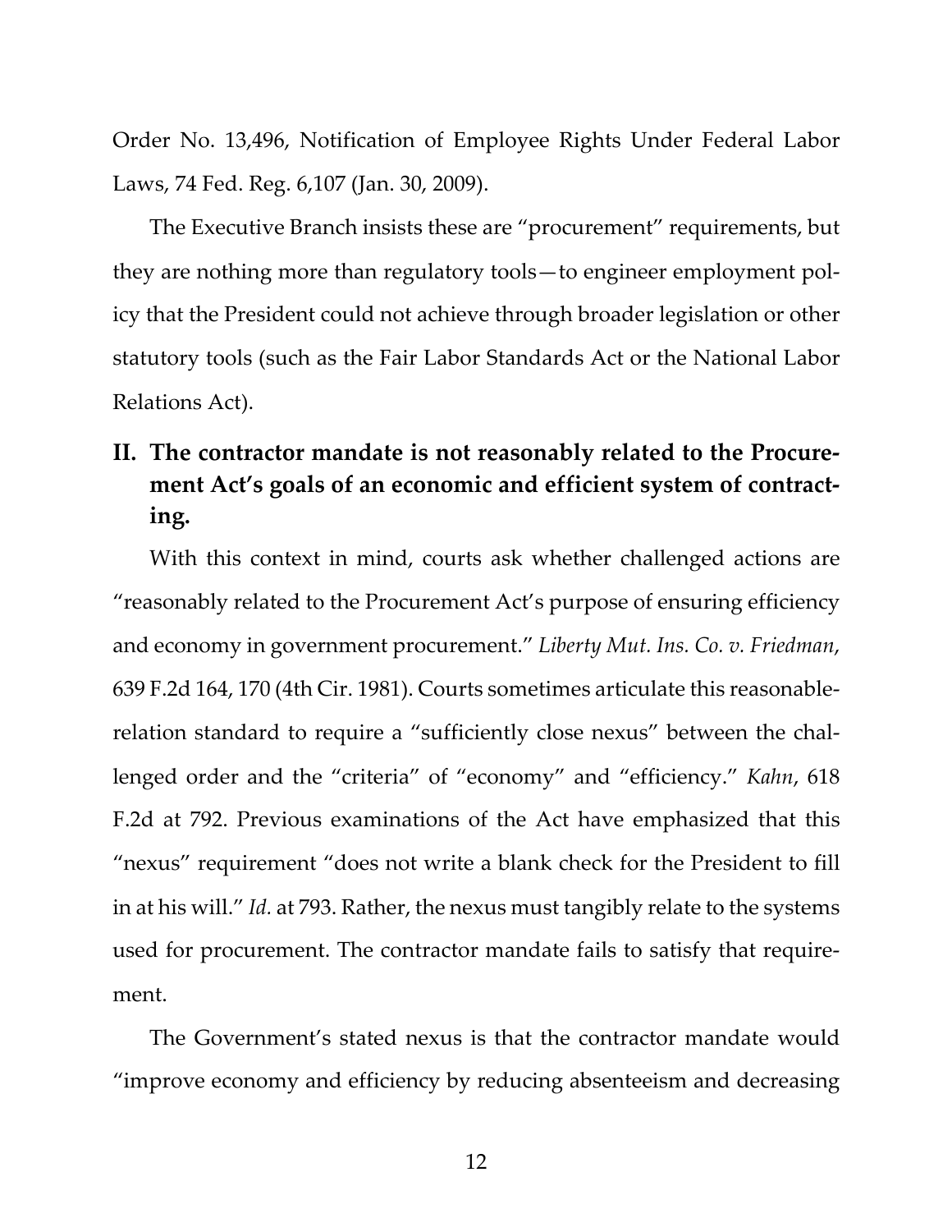Order No. 13,496, Notification of Employee Rights Under Federal Labor Laws, 74 Fed. Reg. 6,107 (Jan. 30, 2009).

The Executive Branch insists these are "procurement" requirements, but they are nothing more than regulatory tools—to engineer employment policy that the President could not achieve through broader legislation or other statutory tools (such as the Fair Labor Standards Act or the National Labor Relations Act).

## II. The contractor mandate is not reasonably related to the Procurement Act's goals of an economic and efficient system of contracting.

With this context in mind, courts ask whether challenged actions are "reasonably related to the Procurement Act's purpose of ensuring efficiency and economy in government procurement." *Liberty Mut. Ins. Co. v. Friedman*, 639 F.2d 164, 170 (4th Cir. 1981). Courts sometimes articulate this reasonable-relation standard to require a "sufficiently close nexus" between the challenged order and the "criteria" of "economy" and "efficiency." *Kahn*, 618 F.2d at 792. Previous examinations of the Act have emphasized that this "nexus" requirement "does not write a blank check for the President to fill in at his will." *Id.* at 793. Rather, the nexus must tangibly relate to the systems used for procurement. The contractor mandate fails to satisfy that requirement.

The Government's stated nexus is that the contractor mandate would "improve economy and efficiency by reducing absenteeism and decreasing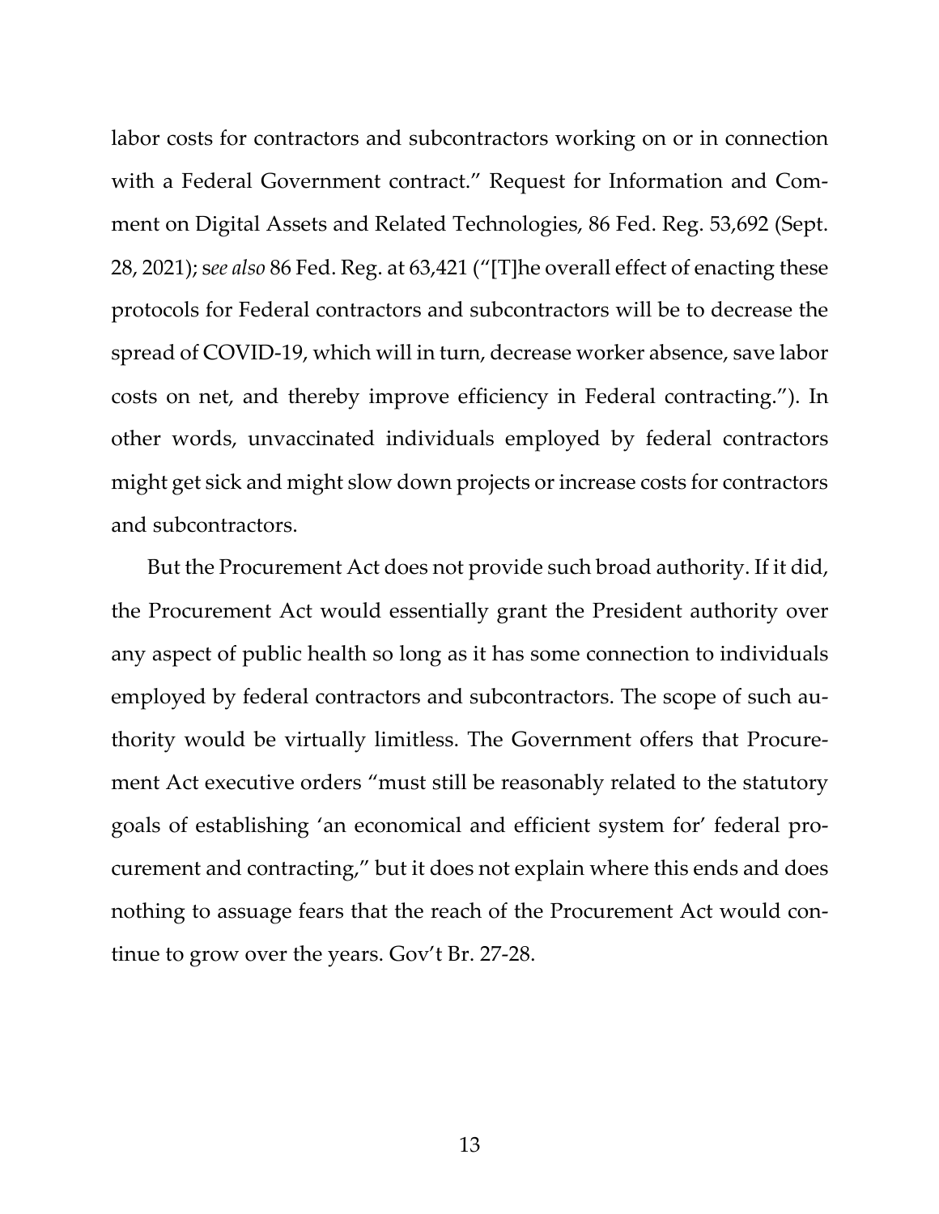labor costs for contractors and subcontractors working on or in connection with a Federal Government contract." Request for Information and Comment on Digital Assets and Related Technologies, 86 Fed. Reg. 53,692 (Sept. 28, 2021); s*ee also* 86 Fed. Reg. at 63,421 ("[T]he overall effect of enacting these protocols for Federal contractors and subcontractors will be to decrease the spread of COVID-19, which will in turn, decrease worker absence, save labor costs on net, and thereby improve efficiency in Federal contracting."). In other words, unvaccinated individuals employed by federal contractors might get sick and might slow down projects or increase costs for contractors and subcontractors.

But the Procurement Act does not provide such broad authority. If it did, the Procurement Act would essentially grant the President authority over any aspect of public health so long as it has some connection to individuals employed by federal contractors and subcontractors. The scope of such authority would be virtually limitless. The Government offers that Procurement Act executive orders "must still be reasonably related to the statutory goals of establishing 'an economical and efficient system for' federal procurement and contracting," but it does not explain where this ends and does nothing to assuage fears that the reach of the Procurement Act would continue to grow over the years. Gov't Br. 27-28.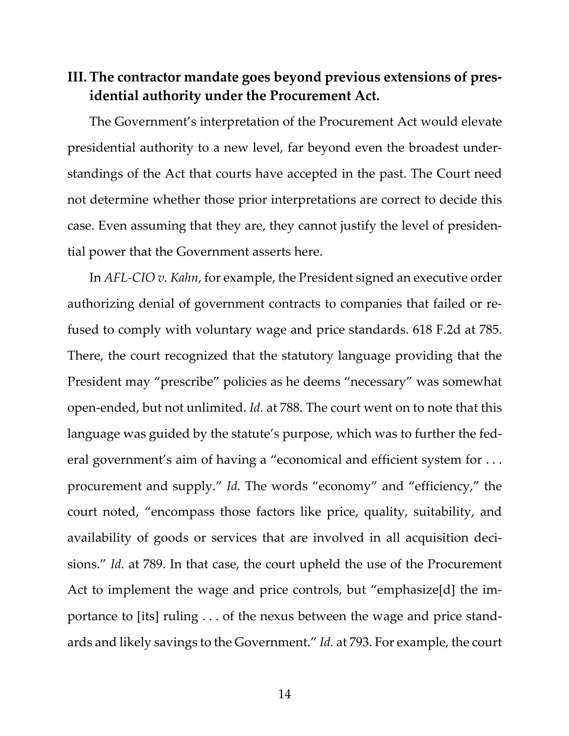## III. The contractor mandate goes beyond previous extensions of presidential authority under the Procurement Act.

The Government's interpretation of the Procurement Act would elevate presidential authority to a new level, far beyond even the broadest understandings of the Act that courts have accepted in the past. The Court need not determine whether those prior interpretations are correct to decide this case. Even assuming that they are, they cannot justify the level of presidential power that the Government asserts here.

In *AFL-CIO v. Kahn*, for example, the President signed an executive order authorizing denial of government contracts to companies that failed or refused to comply with voluntary wage and price standards. 618 F.2d at 785. There, the court recognized that the statutory language providing that the President may "prescribe" policies as he deems "necessary" was somewhat open-ended, but not unlimited. *Id.* at 788. The court went on to note that this language was guided by the statute's purpose, which was to further the federal government's aim of having a "economical and efficient system for . . . procurement and supply." *Id.* The words "economy" and "efficiency," the court noted, "encompass those factors like price, quality, suitability, and availability of goods or services that are involved in all acquisition decisions." *Id.* at 789. In that case, the court upheld the use of the Procurement Act to implement the wage and price controls, but "emphasize[d] the importance to [its] ruling . . . of the nexus between the wage and price standards and likely savings to the Government." *Id.* at 793. For example, the court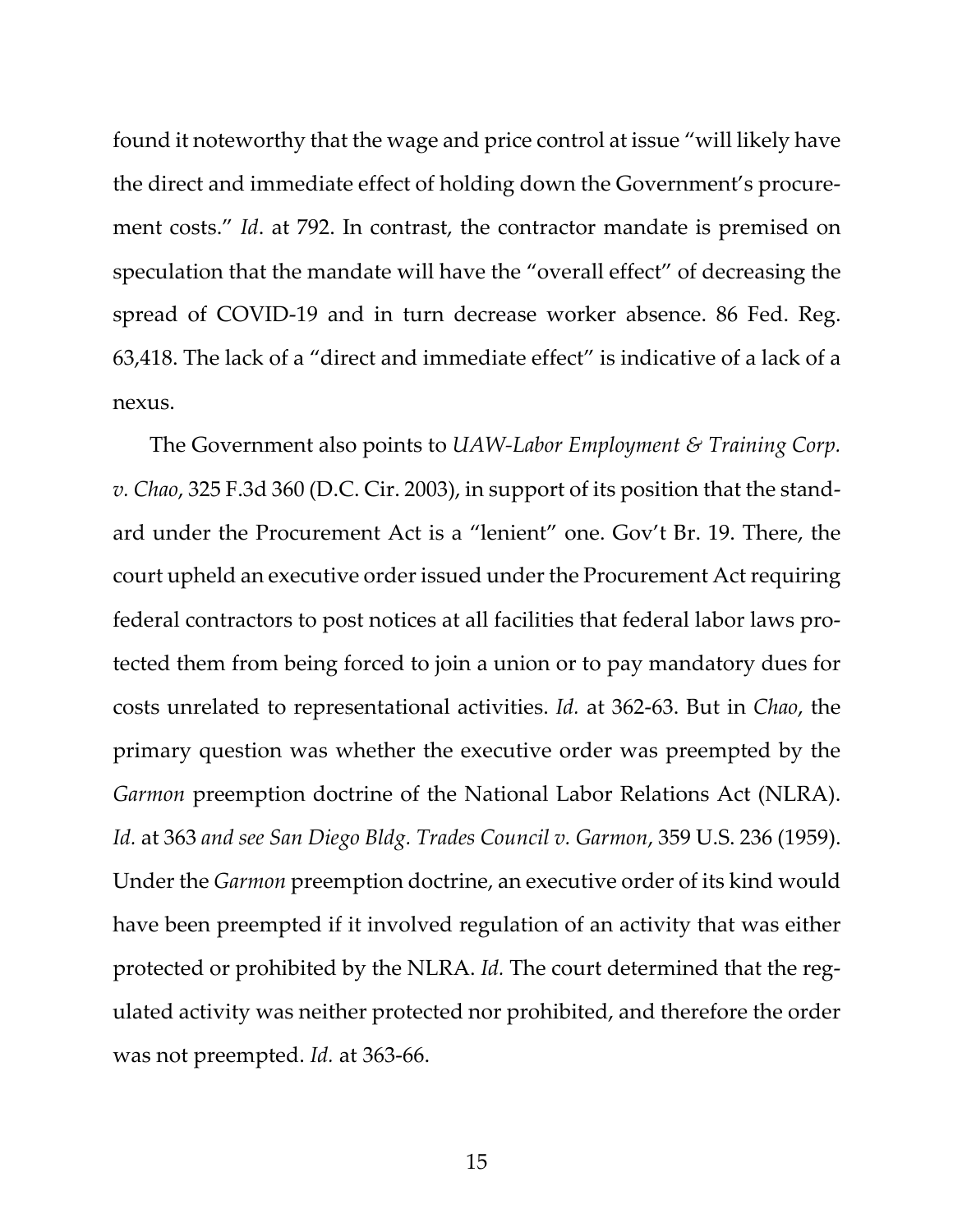found it noteworthy that the wage and price control at issue "will likely have the direct and immediate effect of holding down the Government's procurement costs." *Id*. at 792. In contrast, the contractor mandate is premised on speculation that the mandate will have the "overall effect" of decreasing the spread of COVID-19 and in turn decrease worker absence. 86 Fed. Reg. 63,418. The lack of a "direct and immediate effect" is indicative of a lack of a nexus.

The Government also points to *UAW-Labor Employment & Training Corp. v. Chao*, 325 F.3d 360 (D.C. Cir. 2003), in support of its position that the standard under the Procurement Act is a "lenient" one. Gov't Br. 19. There, the court upheld an executive order issued under the Procurement Act requiring federal contractors to post notices at all facilities that federal labor laws protected them from being forced to join a union or to pay mandatory dues for costs unrelated to representational activities. *Id.* at 362-63. But in *Chao*, the primary question was whether the executive order was preempted by the *Garmon* preemption doctrine of the National Labor Relations Act (NLRA). *Id.* at 363 *and see San Diego Bldg. Trades Council v. Garmon*, 359 U.S. 236 (1959). Under the *Garmon* preemption doctrine, an executive order of its kind would have been preempted if it involved regulation of an activity that was either protected or prohibited by the NLRA. *Id.* The court determined that the regulated activity was neither protected nor prohibited, and therefore the order was not preempted. *Id.* at 363-66.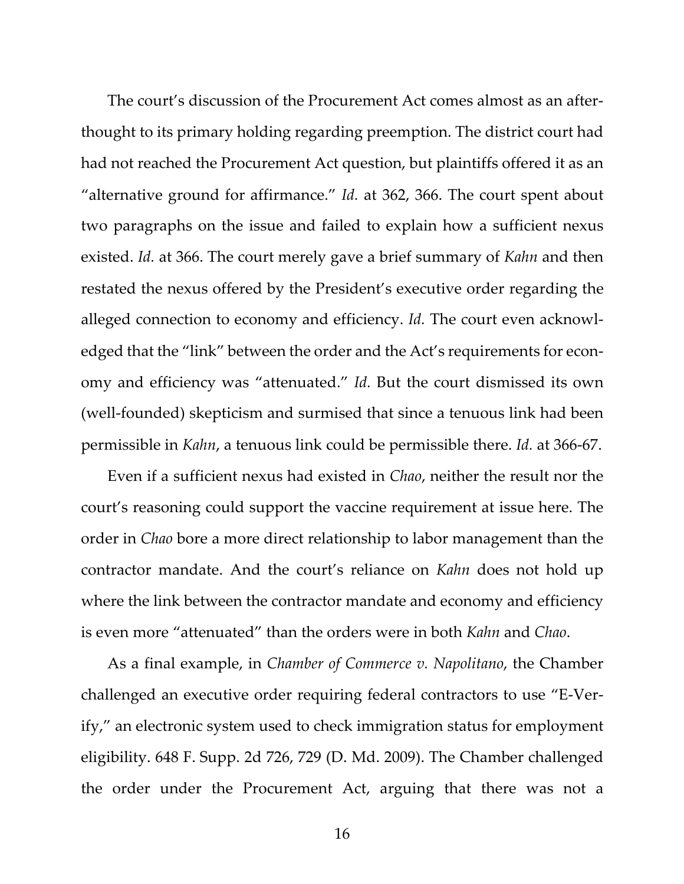The court's discussion of the Procurement Act comes almost as an afterthought to its primary holding regarding preemption. The district court had had not reached the Procurement Act question, but plaintiffs offered it as an "alternative ground for affirmance." *Id.* at 362, 366. The court spent about two paragraphs on the issue and failed to explain how a sufficient nexus existed. *Id.* at 366. The court merely gave a brief summary of *Kahn* and then restated the nexus offered by the President's executive order regarding the alleged connection to economy and efficiency. *Id.* The court even acknowledged that the "link" between the order and the Act's requirements for economy and efficiency was "attenuated." *Id.* But the court dismissed its own (well-founded) skepticism and surmised that since a tenuous link had been permissible in *Kahn*, a tenuous link could be permissible there. *Id.* at 366-67.

Even if a sufficient nexus had existed in *Chao*, neither the result nor the court's reasoning could support the vaccine requirement at issue here. The order in *Chao* bore a more direct relationship to labor management than the contractor mandate. And the court's reliance on *Kahn* does not hold up where the link between the contractor mandate and economy and efficiency is even more "attenuated" than the orders were in both *Kahn* and *Chao*.

As a final example, in *Chamber of Commerce v. Napolitano*, the Chamber challenged an executive order requiring federal contractors to use "E-Verify," an electronic system used to check immigration status for employment eligibility. 648 F. Supp. 2d 726, 729 (D. Md. 2009). The Chamber challenged the order under the Procurement Act, arguing that there was not a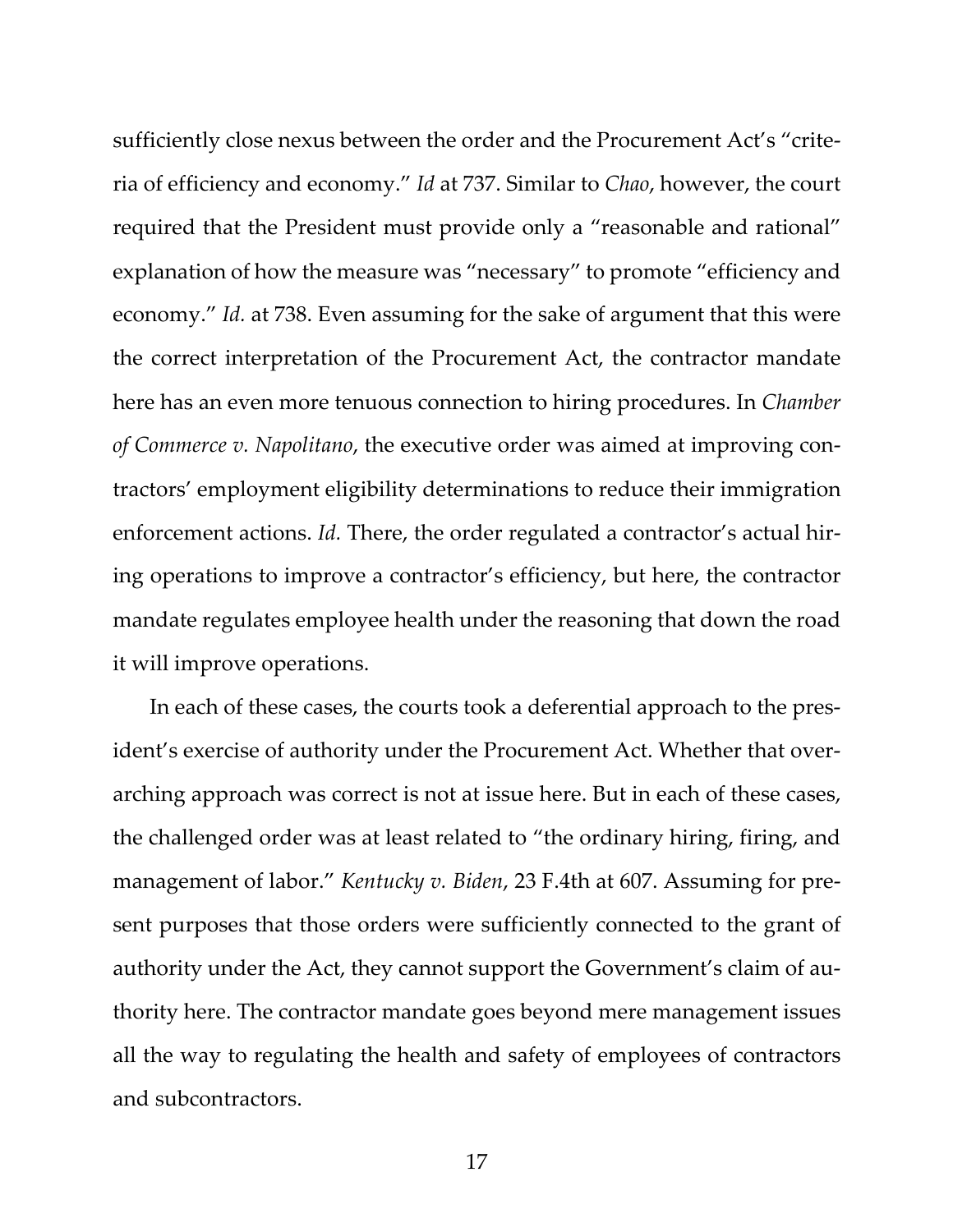sufficiently close nexus between the order and the Procurement Act's "criteria of efficiency and economy." *Id* at 737. Similar to *Chao*, however, the court required that the President must provide only a "reasonable and rational" explanation of how the measure was "necessary" to promote "efficiency and economy." *Id.* at 738. Even assuming for the sake of argument that this were the correct interpretation of the Procurement Act, the contractor mandate here has an even more tenuous connection to hiring procedures. In *Chamber of Commerce v. Napolitano*, the executive order was aimed at improving contractors' employment eligibility determinations to reduce their immigration enforcement actions. *Id.* There, the order regulated a contractor's actual hiring operations to improve a contractor's efficiency, but here, the contractor mandate regulates employee health under the reasoning that down the road it will improve operations.

In each of these cases, the courts took a deferential approach to the president's exercise of authority under the Procurement Act. Whether that overarching approach was correct is not at issue here. But in each of these cases, the challenged order was at least related to "the ordinary hiring, firing, and management of labor." *Kentucky v. Biden*, 23 F.4th at 607. Assuming for present purposes that those orders were sufficiently connected to the grant of authority under the Act, they cannot support the Government's claim of authority here. The contractor mandate goes beyond mere management issues all the way to regulating the health and safety of employees of contractors and subcontractors.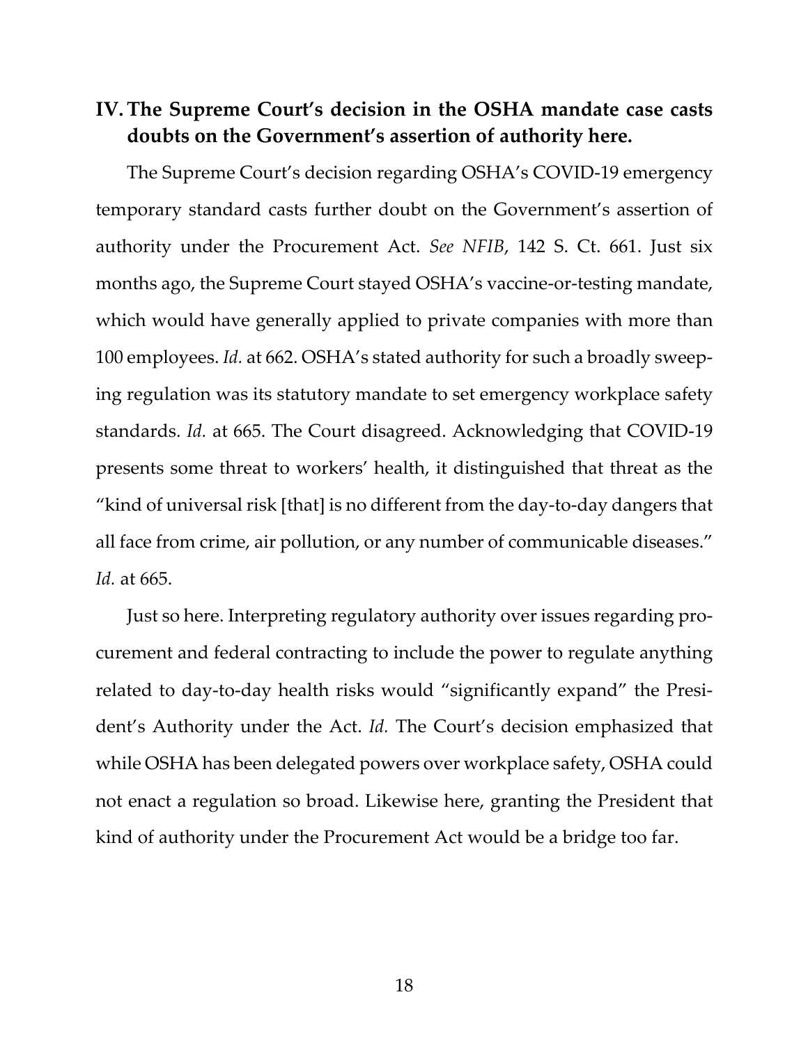## IV. The Supreme Court's decision in the OSHA mandate case casts doubts on the Government's assertion of authority here.

The Supreme Court's decision regarding OSHA's COVID-19 emergency temporary standard casts further doubt on the Government's assertion of authority under the Procurement Act. *See NFIB*, 142 S. Ct. 661. Just six months ago, the Supreme Court stayed OSHA's vaccine-or-testing mandate, which would have generally applied to private companies with more than 100 employees. *Id.* at 662. OSHA's stated authority for such a broadly sweeping regulation was its statutory mandate to set emergency workplace safety standards. *Id.* at 665. The Court disagreed. Acknowledging that COVID-19 presents some threat to workers' health, it distinguished that threat as the "kind of universal risk [that] is no different from the day-to-day dangers that all face from crime, air pollution, or any number of communicable diseases." *Id.* at 665.

Just so here. Interpreting regulatory authority over issues regarding procurement and federal contracting to include the power to regulate anything related to day-to-day health risks would "significantly expand" the President's Authority under the Act. *Id.* The Court's decision emphasized that while OSHA has been delegated powers over workplace safety, OSHA could not enact a regulation so broad. Likewise here, granting the President that kind of authority under the Procurement Act would be a bridge too far.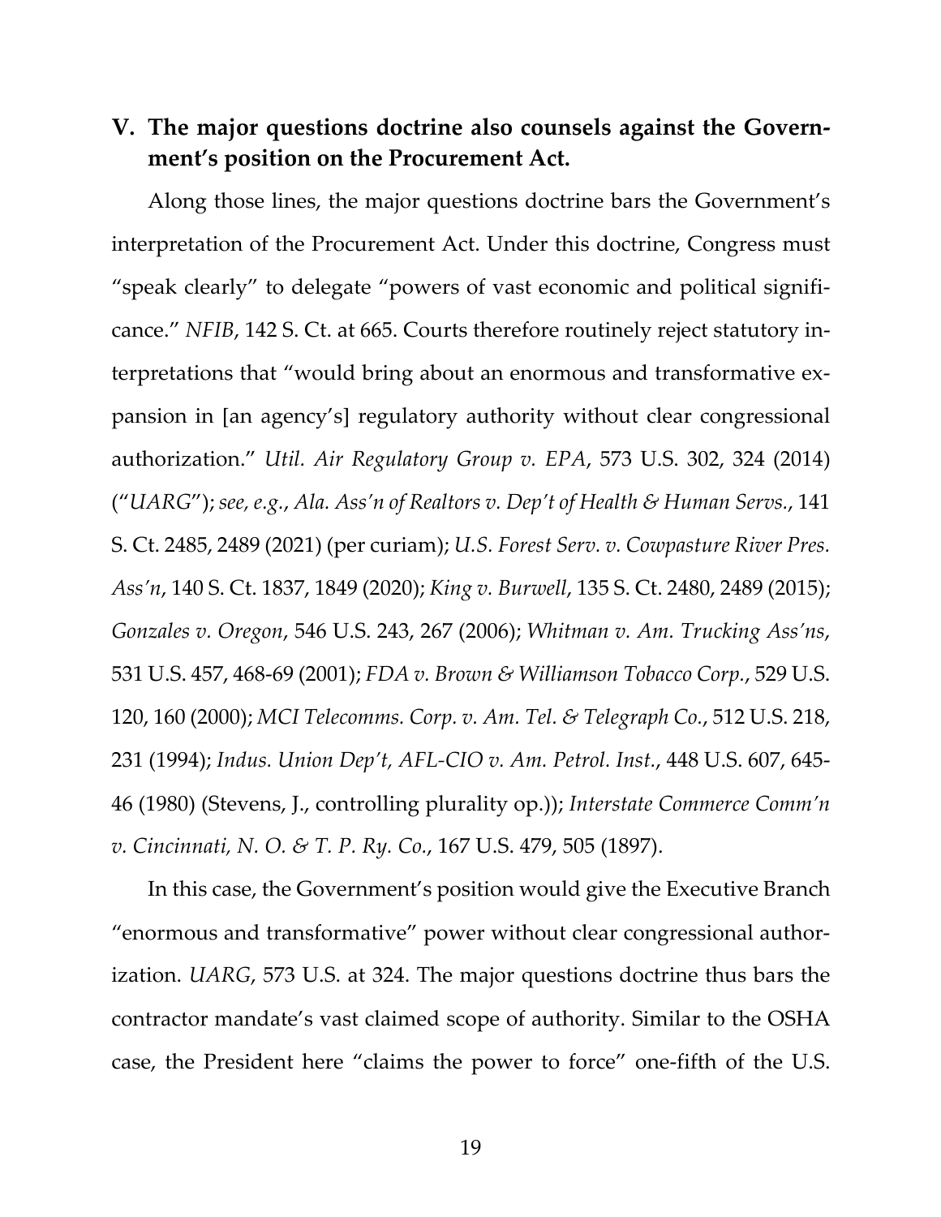## V. The major questions doctrine also counsels against the Government's position on the Procurement Act.

Along those lines, the major questions doctrine bars the Government's interpretation of the Procurement Act. Under this doctrine, Congress must "speak clearly" to delegate "powers of vast economic and political significance." *NFIB*, 142 S. Ct. at 665. Courts therefore routinely reject statutory interpretations that "would bring about an enormous and transformative expansion in [an agency's] regulatory authority without clear congressional authorization." *Util. Air Regulatory Group v. EPA*, 573 U.S. 302, 324 (2014) ("*UARG*"); *see, e.g.*, *Ala. Ass'n of Realtors v. Dep't of Health & Human Servs.*, 141 S. Ct. 2485, 2489 (2021) (per curiam); *U.S. Forest Serv. v. Cowpasture River Pres. Ass'n*, 140 S. Ct. 1837, 1849 (2020); *King v. Burwell*, 135 S. Ct. 2480, 2489 (2015); *Gonzales v. Oregon*, 546 U.S. 243, 267 (2006); *Whitman v. Am. Trucking Ass'ns*, 531 U.S. 457, 468-69 (2001); *FDA v. Brown & Williamson Tobacco Corp.*, 529 U.S. 120, 160 (2000); *MCI Telecomms. Corp. v. Am. Tel. & Telegraph Co.*, 512 U.S. 218, 231 (1994); *Indus. Union Dep't, AFL-CIO v. Am. Petrol. Inst.*, 448 U.S. 607, 645-46 (1980) (Stevens, J., controlling plurality op.)); *Interstate Commerce Comm'n v. Cincinnati, N. O. & T. P. Ry. Co.*, 167 U.S. 479, 505 (1897).

In this case, the Government's position would give the Executive Branch "enormous and transformative" power without clear congressional authorization. *UARG*, 573 U.S. at 324. The major questions doctrine thus bars the contractor mandate's vast claimed scope of authority. Similar to the OSHA case, the President here "claims the power to force" one-fifth of the U.S.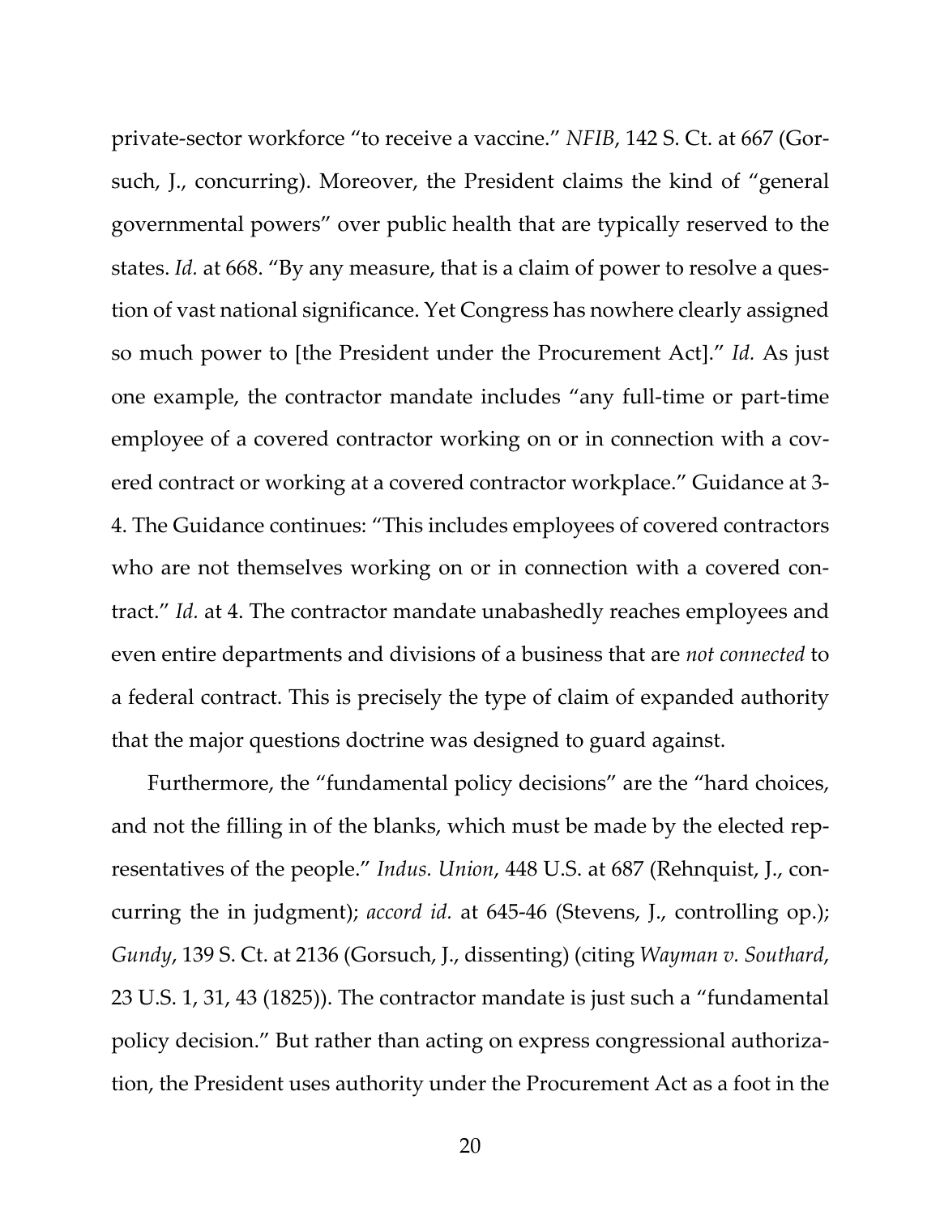private-sector workforce "to receive a vaccine." *NFIB*, 142 S. Ct. at 667 (Gorsuch, J., concurring). Moreover, the President claims the kind of "general governmental powers" over public health that are typically reserved to the states. *Id.* at 668. "By any measure, that is a claim of power to resolve a question of vast national significance. Yet Congress has nowhere clearly assigned so much power to [the President under the Procurement Act]." *Id.* As just one example, the contractor mandate includes "any full-time or part-time employee of a covered contractor working on or in connection with a covered contract or working at a covered contractor workplace." Guidance at 3-4. The Guidance continues: "This includes employees of covered contractors who are not themselves working on or in connection with a covered contract." *Id.* at 4. The contractor mandate unabashedly reaches employees and even entire departments and divisions of a business that are *not connected* to a federal contract. This is precisely the type of claim of expanded authority that the major questions doctrine was designed to guard against.

Furthermore, the "fundamental policy decisions" are the "hard choices, and not the filling in of the blanks, which must be made by the elected representatives of the people." *Indus. Union*, 448 U.S. at 687 (Rehnquist, J., concurring the in judgment); *accord id.* at 645-46 (Stevens, J., controlling op.); *Gundy*, 139 S. Ct. at 2136 (Gorsuch, J., dissenting) (citing *Wayman v. Southard*, 23 U.S. 1, 31, 43 (1825)). The contractor mandate is just such a "fundamental policy decision." But rather than acting on express congressional authorization, the President uses authority under the Procurement Act as a foot in the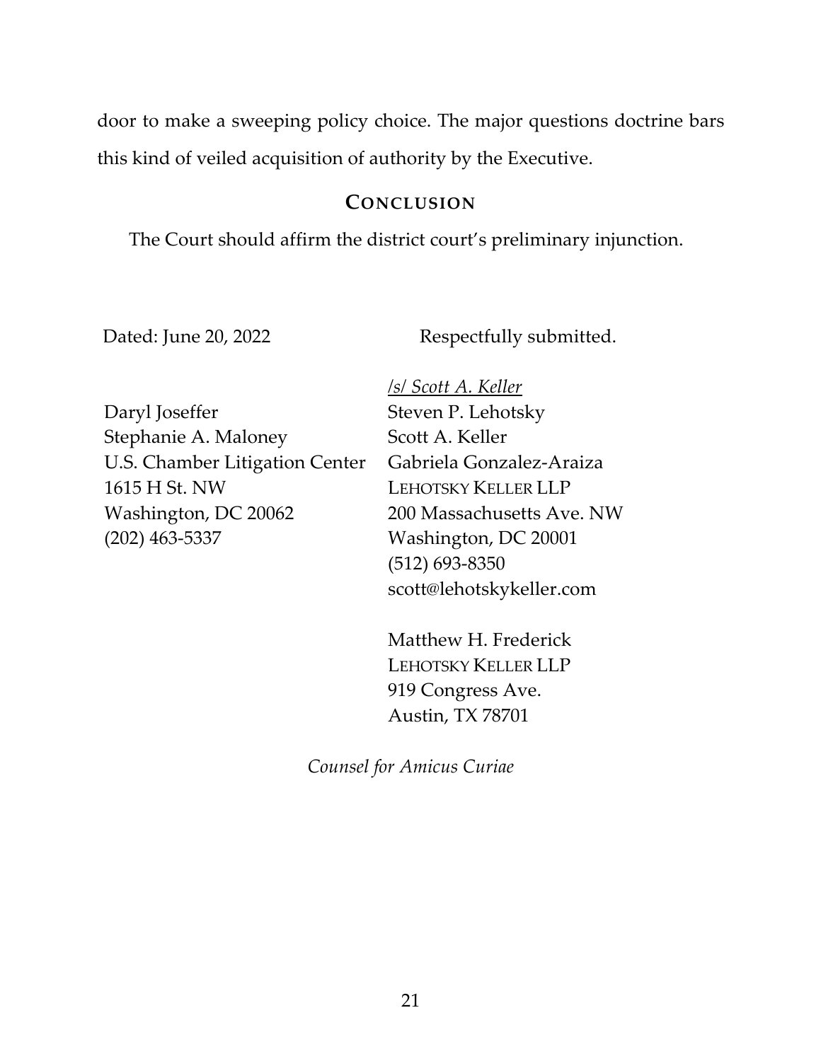door to make a sweeping policy choice. The major questions doctrine bars this kind of veiled acquisition of authority by the Executive.

## CONCLUSION

The Court should affirm the district court's preliminary injunction.

Dated: June 20, 2022

Respectfully submitted.

/s/ *Scott A. Keller*
Steven P. Lehotsky
Scott A. Keller
Gabriela Gonzalez-Araiza
LEHOTSKY KELLER LLP
200 Massachusetts Ave. NW
Washington, DC 20001
(512) 693-8350
scott@lehotskykeller.com

Matthew H. Frederick
LEHOTSKY KELLER LLP
919 Congress Ave.
Austin, TX 78701

Daryl Joseffer
Stephanie A. Maloney
U.S. Chamber Litigation Center
1615 H St. NW
Washington, DC 20062
(202) 463-5337

*Counsel for Amicus Curiae*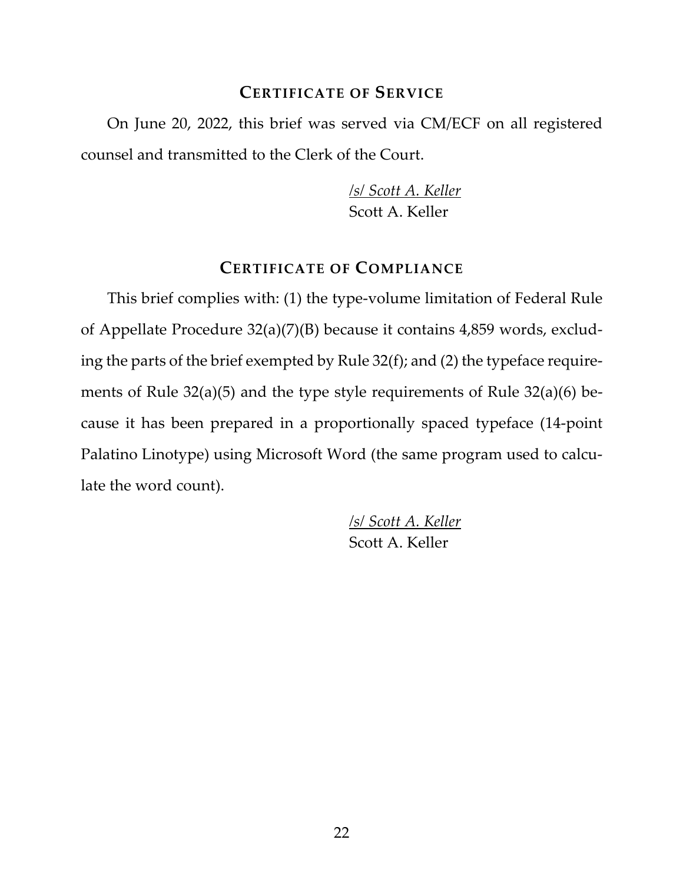## Certificate of Service

On June 20, 2022, this brief was served via CM/ECF on all registered counsel and transmitted to the Clerk of the Court.

/s/ *Scott A. Keller*
Scott A. Keller

## Certificate of Compliance

This brief complies with: (1) the type-volume limitation of Federal Rule of Appellate Procedure 32(a)(7)(B) because it contains 4,859 words, excluding the parts of the brief exempted by Rule 32(f); and (2) the typeface requirements of Rule 32(a)(5) and the type style requirements of Rule 32(a)(6) because it has been prepared in a proportionally spaced typeface (14-point Palatino Linotype) using Microsoft Word (the same program used to calculate the word count).

/s/ *Scott A. Keller*
Scott A. Keller